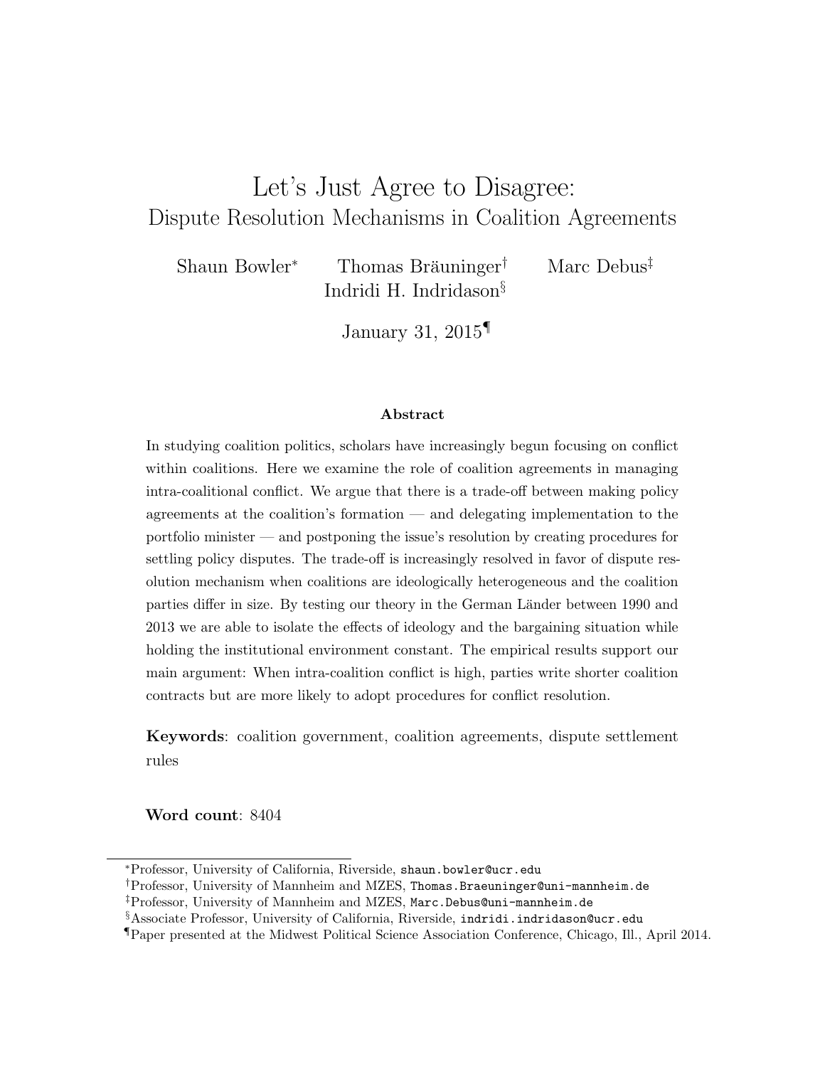# Let's Just Agree to Disagree:
## Dispute Resolution Mechanisms in Coalition Agreements

Shaun Bowler[*] Thomas Bräuninger[†] Marc Debus[‡]
Indridi H. Indridason[§]

January 31, 2015[¶]

### Abstract

In studying coalition politics, scholars have increasingly begun focusing on conflict within coalitions. Here we examine the role of coalition agreements in managing intra-coalitional conflict. We argue that there is a trade-off between making policy agreements at the coalition's formation — and delegating implementation to the portfolio minister — and postponing the issue's resolution by creating procedures for settling policy disputes. The trade-off is increasingly resolved in favor of dispute resolution mechanism when coalitions are ideologically heterogeneous and the coalition parties differ in size. By testing our theory in the German Länder between 1990 and 2013 we are able to isolate the effects of ideology and the bargaining situation while holding the institutional environment constant. The empirical results support our main argument: When intra-coalition conflict is high, parties write shorter coalition contracts but are more likely to adopt procedures for conflict resolution.

**Keywords**: coalition government, coalition agreements, dispute settlement rules

**Word count**: 8404

---

[*] Professor, University of California, Riverside, shaun.bowler@ucr.edu

[†] Professor, University of Mannheim and MZES, Thomas.Braeuninger@uni-mannheim.de

[‡] Professor, University of Mannheim and MZES, Marc.Debus@uni-mannheim.de

[§] Associate Professor, University of California, Riverside, indridi.indridason@ucr.edu

[¶] Paper presented at the Midwest Political Science Association Conference, Chicago, Ill., April 2014.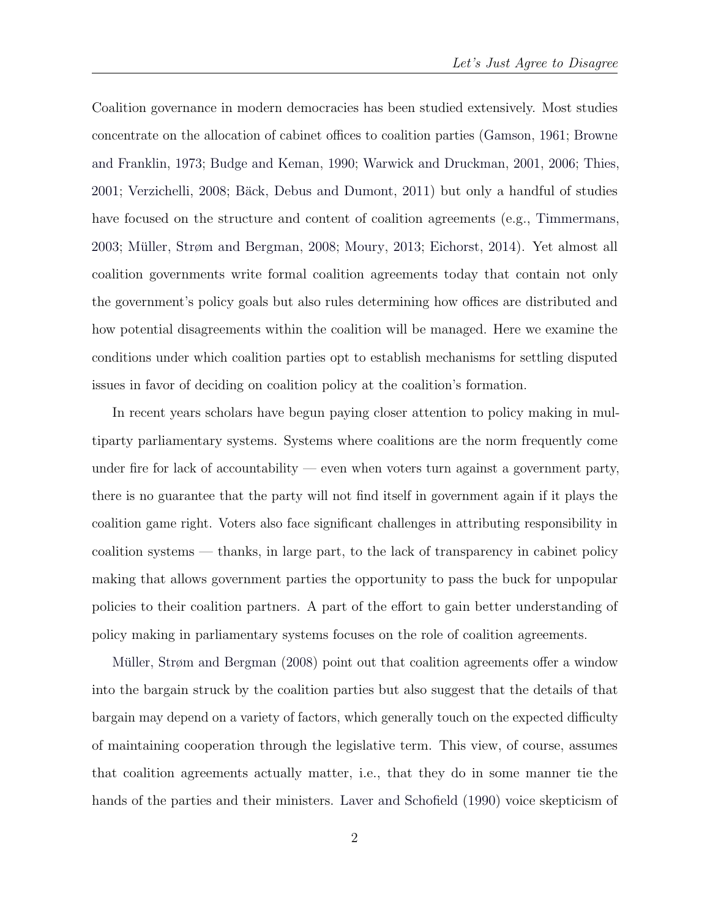Coalition governance in modern democracies has been studied extensively. Most studies concentrate on the allocation of cabinet offices to coalition parties (Gamson, 1961; Browne and Franklin, 1973; Budge and Keman, 1990; Warwick and Druckman, 2001, 2006; Thies, 2001; Verzichelli, 2008; Bäck, Debus and Dumont, 2011) but only a handful of studies have focused on the structure and content of coalition agreements (e.g., Timmermans, 2003; Müller, Strøm and Bergman, 2008; Moury, 2013; Eichorst, 2014). Yet almost all coalition governments write formal coalition agreements today that contain not only the government's policy goals but also rules determining how offices are distributed and how potential disagreements within the coalition will be managed. Here we examine the conditions under which coalition parties opt to establish mechanisms for settling disputed issues in favor of deciding on coalition policy at the coalition's formation.

In recent years scholars have begun paying closer attention to policy making in multiparty parliamentary systems. Systems where coalitions are the norm frequently come under fire for lack of accountability — even when voters turn against a government party, there is no guarantee that the party will not find itself in government again if it plays the coalition game right. Voters also face significant challenges in attributing responsibility in coalition systems — thanks, in large part, to the lack of transparency in cabinet policy making that allows government parties the opportunity to pass the buck for unpopular policies to their coalition partners. A part of the effort to gain better understanding of policy making in parliamentary systems focuses on the role of coalition agreements.

Müller, Strøm and Bergman (2008) point out that coalition agreements offer a window into the bargain struck by the coalition parties but also suggest that the details of that bargain may depend on a variety of factors, which generally touch on the expected difficulty of maintaining cooperation through the legislative term. This view, of course, assumes that coalition agreements actually matter, i.e., that they do in some manner tie the hands of the parties and their ministers. Laver and Schofield (1990) voice skepticism of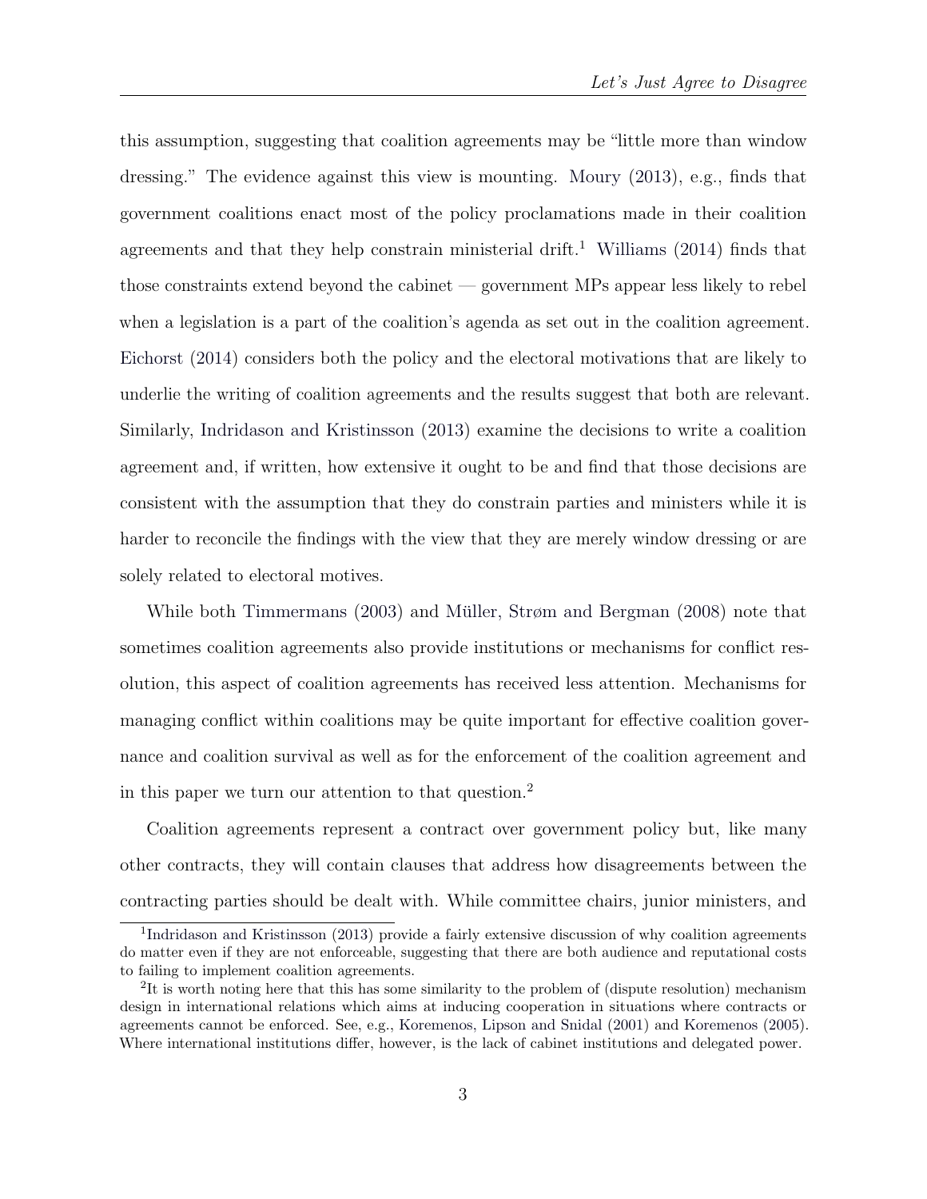this assumption, suggesting that coalition agreements may be "little more than window dressing." The evidence against this view is mounting. Moury (2013), e.g., finds that government coalitions enact most of the policy proclamations made in their coalition agreements and that they help constrain ministerial drift.[1] Williams (2014) finds that those constraints extend beyond the cabinet — government MPs appear less likely to rebel when a legislation is a part of the coalition's agenda as set out in the coalition agreement. Eichorst (2014) considers both the policy and the electoral motivations that are likely to underlie the writing of coalition agreements and the results suggest that both are relevant. Similarly, Indridason and Kristinsson (2013) examine the decisions to write a coalition agreement and, if written, how extensive it ought to be and find that those decisions are consistent with the assumption that they do constrain parties and ministers while it is harder to reconcile the findings with the view that they are merely window dressing or are solely related to electoral motives.

While both Timmermans (2003) and Müller, Strøm and Bergman (2008) note that sometimes coalition agreements also provide institutions or mechanisms for conflict resolution, this aspect of coalition agreements has received less attention. Mechanisms for managing conflict within coalitions may be quite important for effective coalition governance and coalition survival as well as for the enforcement of the coalition agreement and in this paper we turn our attention to that question.[2]

Coalition agreements represent a contract over government policy but, like many other contracts, they will contain clauses that address how disagreements between the contracting parties should be dealt with. While committee chairs, junior ministers, and

[1] Indridason and Kristinsson (2013) provide a fairly extensive discussion of why coalition agreements do matter even if they are not enforceable, suggesting that there are both audience and reputational costs to failing to implement coalition agreements.

[2] It is worth noting here that this has some similarity to the problem of (dispute resolution) mechanism design in international relations which aims at inducing cooperation in situations where contracts or agreements cannot be enforced. See, e.g., Koremenos, Lipson and Snidal (2001) and Koremenos (2005). Where international institutions differ, however, is the lack of cabinet institutions and delegated power.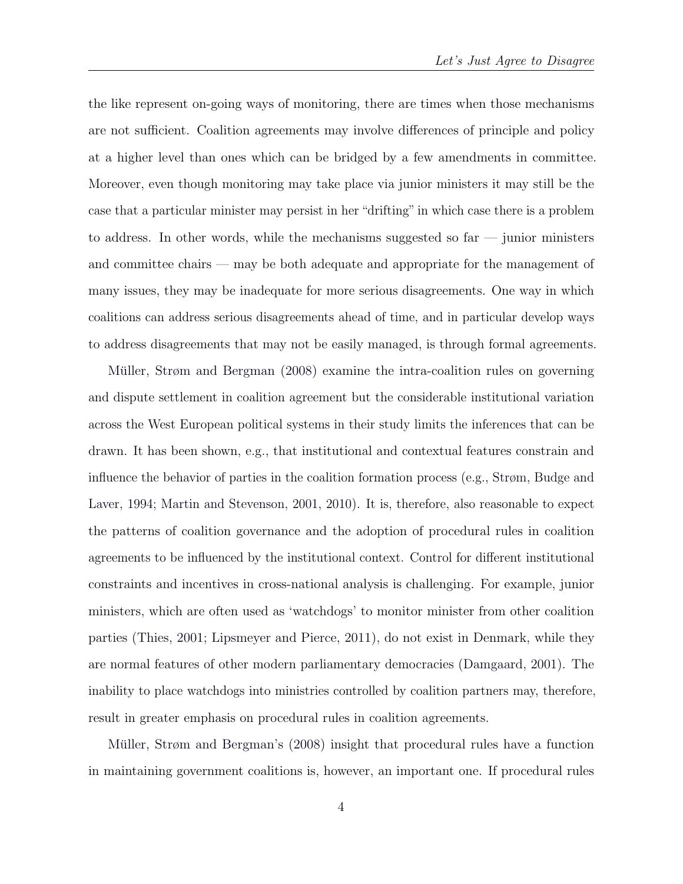the like represent on-going ways of monitoring, there are times when those mechanisms are not sufficient. Coalition agreements may involve differences of principle and policy at a higher level than ones which can be bridged by a few amendments in committee. Moreover, even though monitoring may take place via junior ministers it may still be the case that a particular minister may persist in her "drifting" in which case there is a problem to address. In other words, while the mechanisms suggested so far — junior ministers and committee chairs — may be both adequate and appropriate for the management of many issues, they may be inadequate for more serious disagreements. One way in which coalitions can address serious disagreements ahead of time, and in particular develop ways to address disagreements that may not be easily managed, is through formal agreements.

Müller, Strøm and Bergman (2008) examine the intra-coalition rules on governing and dispute settlement in coalition agreement but the considerable institutional variation across the West European political systems in their study limits the inferences that can be drawn. It has been shown, e.g., that institutional and contextual features constrain and influence the behavior of parties in the coalition formation process (e.g., Strøm, Budge and Laver, 1994; Martin and Stevenson, 2001, 2010). It is, therefore, also reasonable to expect the patterns of coalition governance and the adoption of procedural rules in coalition agreements to be influenced by the institutional context. Control for different institutional constraints and incentives in cross-national analysis is challenging. For example, junior ministers, which are often used as 'watchdogs' to monitor minister from other coalition parties (Thies, 2001; Lipsmeyer and Pierce, 2011), do not exist in Denmark, while they are normal features of other modern parliamentary democracies (Damgaard, 2001). The inability to place watchdogs into ministries controlled by coalition partners may, therefore, result in greater emphasis on procedural rules in coalition agreements.

Müller, Strøm and Bergman's (2008) insight that procedural rules have a function in maintaining government coalitions is, however, an important one. If procedural rules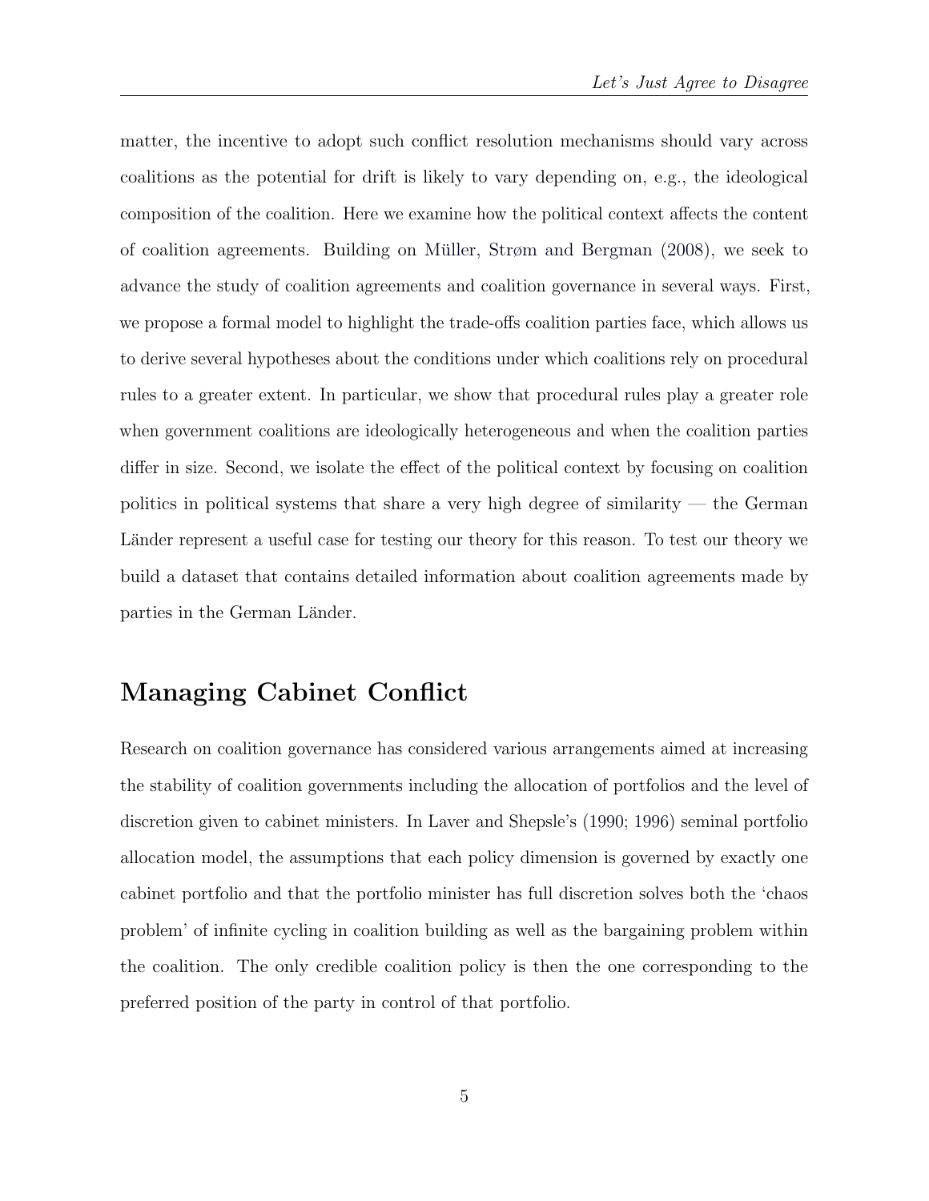matter, the incentive to adopt such conflict resolution mechanisms should vary across coalitions as the potential for drift is likely to vary depending on, e.g., the ideological composition of the coalition. Here we examine how the political context affects the content of coalition agreements. Building on Müller, Strøm and Bergman (2008), we seek to advance the study of coalition agreements and coalition governance in several ways. First, we propose a formal model to highlight the trade-offs coalition parties face, which allows us to derive several hypotheses about the conditions under which coalitions rely on procedural rules to a greater extent. In particular, we show that procedural rules play a greater role when government coalitions are ideologically heterogeneous and when the coalition parties differ in size. Second, we isolate the effect of the political context by focusing on coalition politics in political systems that share a very high degree of similarity — the German Länder represent a useful case for testing our theory for this reason. To test our theory we build a dataset that contains detailed information about coalition agreements made by parties in the German Länder.

## Managing Cabinet Conflict

Research on coalition governance has considered various arrangements aimed at increasing the stability of coalition governments including the allocation of portfolios and the level of discretion given to cabinet ministers. In Laver and Shepsle's (1990; 1996) seminal portfolio allocation model, the assumptions that each policy dimension is governed by exactly one cabinet portfolio and that the portfolio minister has full discretion solves both the 'chaos problem' of infinite cycling in coalition building as well as the bargaining problem within the coalition. The only credible coalition policy is then the one corresponding to the preferred position of the party in control of that portfolio.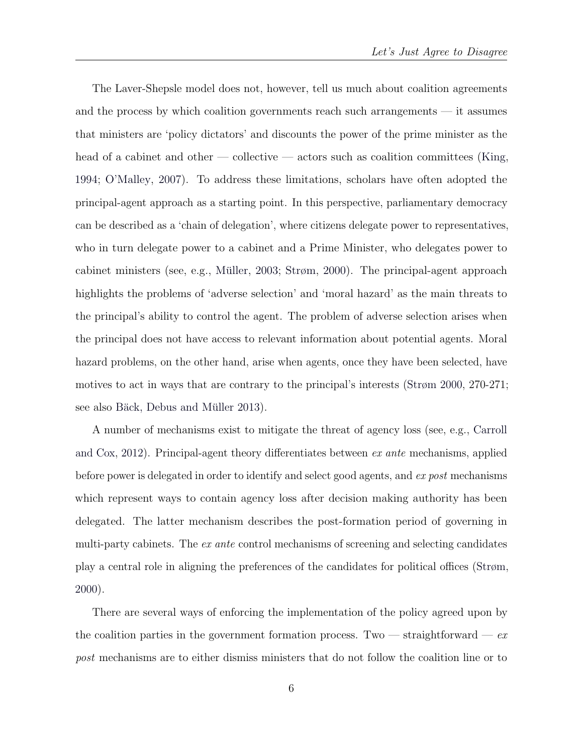The Laver-Shepsle model does not, however, tell us much about coalition agreements and the process by which coalition governments reach such arrangements — it assumes that ministers are 'policy dictators' and discounts the power of the prime minister as the head of a cabinet and other — collective — actors such as coalition committees (King, 1994; O'Malley, 2007). To address these limitations, scholars have often adopted the principal-agent approach as a starting point. In this perspective, parliamentary democracy can be described as a 'chain of delegation', where citizens delegate power to representatives, who in turn delegate power to a cabinet and a Prime Minister, who delegates power to cabinet ministers (see, e.g., Müller, 2003; Strøm, 2000). The principal-agent approach highlights the problems of 'adverse selection' and 'moral hazard' as the main threats to the principal's ability to control the agent. The problem of adverse selection arises when the principal does not have access to relevant information about potential agents. Moral hazard problems, on the other hand, arise when agents, once they have been selected, have motives to act in ways that are contrary to the principal's interests (Strøm 2000, 270-271; see also Bäck, Debus and Müller 2013).

A number of mechanisms exist to mitigate the threat of agency loss (see, e.g., Carroll and Cox, 2012). Principal-agent theory differentiates between *ex ante* mechanisms, applied before power is delegated in order to identify and select good agents, and *ex post* mechanisms which represent ways to contain agency loss after decision making authority has been delegated. The latter mechanism describes the post-formation period of governing in multi-party cabinets. The *ex ante* control mechanisms of screening and selecting candidates play a central role in aligning the preferences of the candidates for political offices (Strøm, 2000).

There are several ways of enforcing the implementation of the policy agreed upon by the coalition parties in the government formation process. Two — straightforward — *ex post* mechanisms are to either dismiss ministers that do not follow the coalition line or to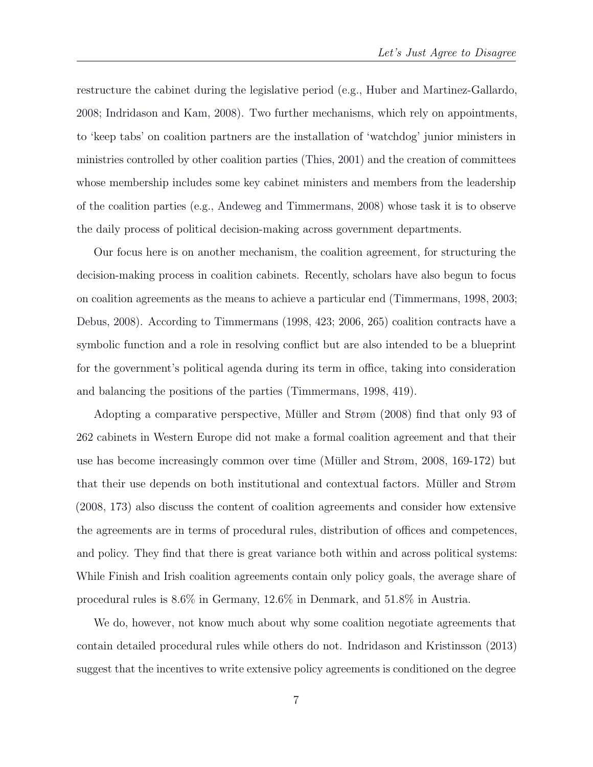restructure the cabinet during the legislative period (e.g., Huber and Martinez-Gallardo, 2008; Indridason and Kam, 2008). Two further mechanisms, which rely on appointments, to 'keep tabs' on coalition partners are the installation of 'watchdog' junior ministers in ministries controlled by other coalition parties (Thies, 2001) and the creation of committees whose membership includes some key cabinet ministers and members from the leadership of the coalition parties (e.g., Andeweg and Timmermans, 2008) whose task it is to observe the daily process of political decision-making across government departments.

Our focus here is on another mechanism, the coalition agreement, for structuring the decision-making process in coalition cabinets. Recently, scholars have also begun to focus on coalition agreements as the means to achieve a particular end (Timmermans, 1998, 2003; Debus, 2008). According to Timmermans (1998, 423; 2006, 265) coalition contracts have a symbolic function and a role in resolving conflict but are also intended to be a blueprint for the government's political agenda during its term in office, taking into consideration and balancing the positions of the parties (Timmermans, 1998, 419).

Adopting a comparative perspective, Müller and Strøm (2008) find that only 93 of 262 cabinets in Western Europe did not make a formal coalition agreement and that their use has become increasingly common over time (Müller and Strøm, 2008, 169-172) but that their use depends on both institutional and contextual factors. Müller and Strøm (2008, 173) also discuss the content of coalition agreements and consider how extensive the agreements are in terms of procedural rules, distribution of offices and competences, and policy. They find that there is great variance both within and across political systems: While Finish and Irish coalition agreements contain only policy goals, the average share of procedural rules is 8.6% in Germany, 12.6% in Denmark, and 51.8% in Austria.

We do, however, not know much about why some coalition negotiate agreements that contain detailed procedural rules while others do not. Indridason and Kristinsson (2013) suggest that the incentives to write extensive policy agreements is conditioned on the degree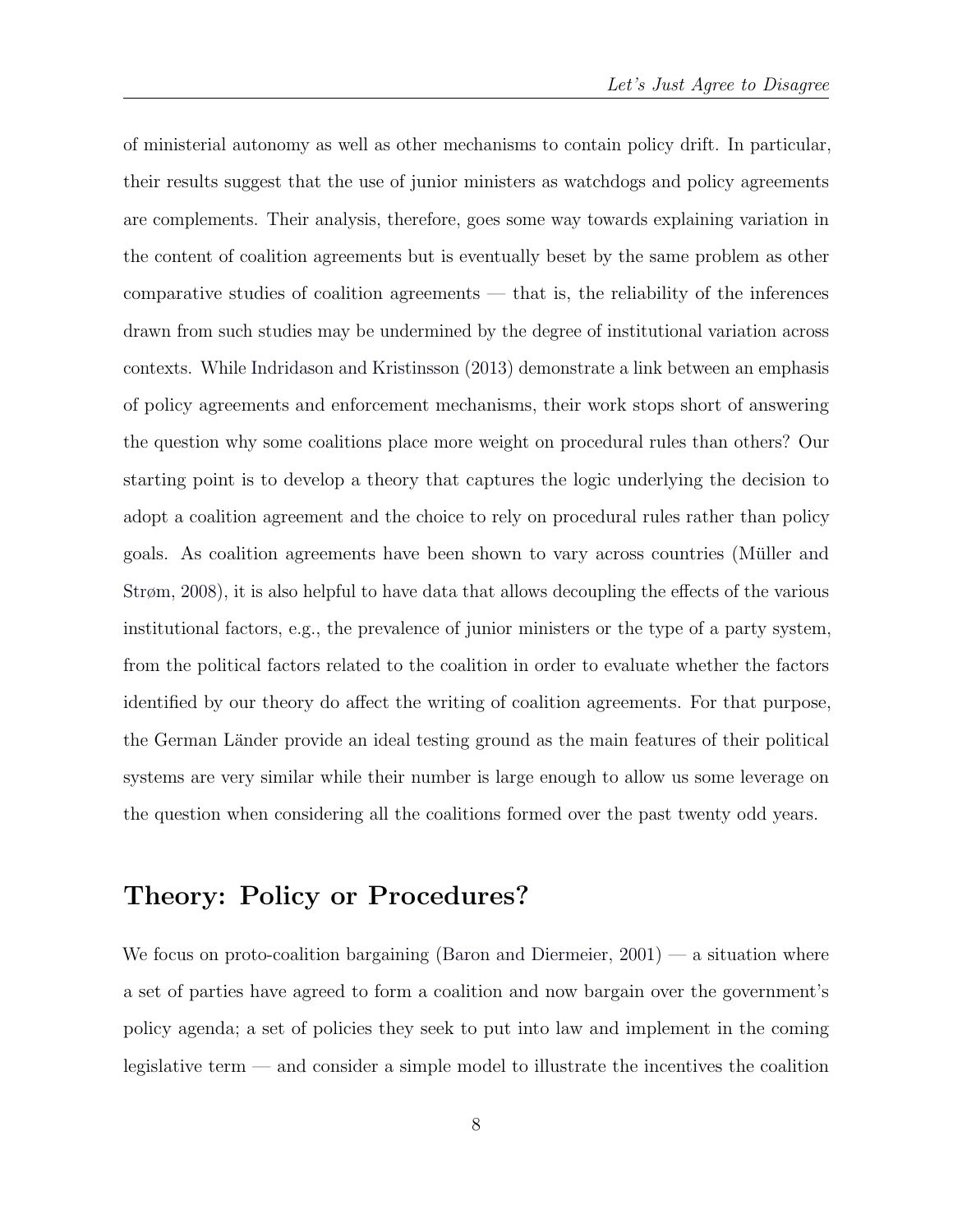of ministerial autonomy as well as other mechanisms to contain policy drift. In particular, their results suggest that the use of junior ministers as watchdogs and policy agreements are complements. Their analysis, therefore, goes some way towards explaining variation in the content of coalition agreements but is eventually beset by the same problem as other comparative studies of coalition agreements — that is, the reliability of the inferences drawn from such studies may be undermined by the degree of institutional variation across contexts. While Indridason and Kristinsson (2013) demonstrate a link between an emphasis of policy agreements and enforcement mechanisms, their work stops short of answering the question why some coalitions place more weight on procedural rules than others? Our starting point is to develop a theory that captures the logic underlying the decision to adopt a coalition agreement and the choice to rely on procedural rules rather than policy goals. As coalition agreements have been shown to vary across countries (Müller and Strøm, 2008), it is also helpful to have data that allows decoupling the effects of the various institutional factors, e.g., the prevalence of junior ministers or the type of a party system, from the political factors related to the coalition in order to evaluate whether the factors identified by our theory do affect the writing of coalition agreements. For that purpose, the German Länder provide an ideal testing ground as the main features of their political systems are very similar while their number is large enough to allow us some leverage on the question when considering all the coalitions formed over the past twenty odd years.

## Theory: Policy or Procedures?

We focus on proto-coalition bargaining (Baron and Diermeier, 2001) — a situation where a set of parties have agreed to form a coalition and now bargain over the government's policy agenda; a set of policies they seek to put into law and implement in the coming legislative term — and consider a simple model to illustrate the incentives the coalition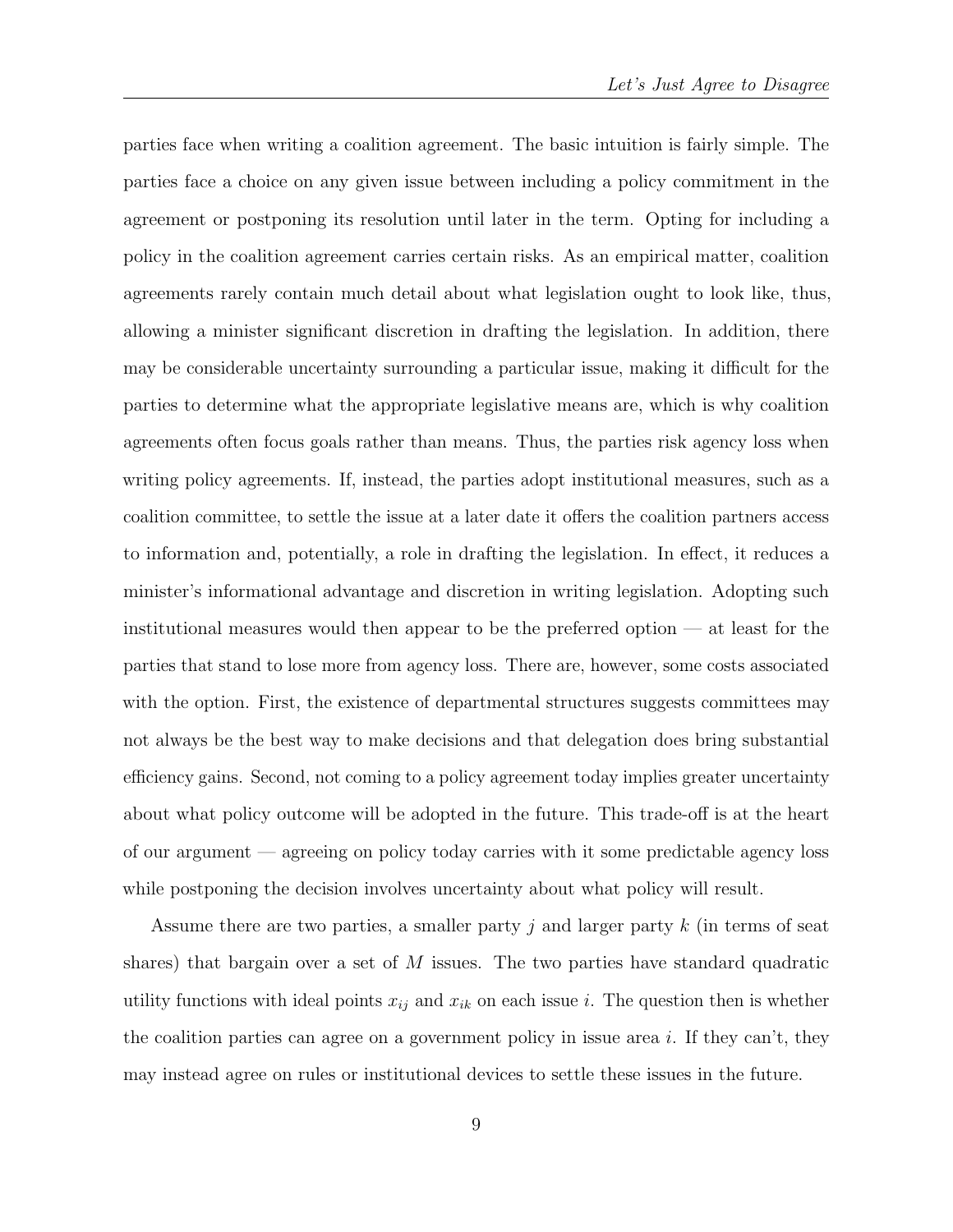parties face when writing a coalition agreement. The basic intuition is fairly simple. The parties face a choice on any given issue between including a policy commitment in the agreement or postponing its resolution until later in the term. Opting for including a policy in the coalition agreement carries certain risks. As an empirical matter, coalition agreements rarely contain much detail about what legislation ought to look like, thus, allowing a minister significant discretion in drafting the legislation. In addition, there may be considerable uncertainty surrounding a particular issue, making it difficult for the parties to determine what the appropriate legislative means are, which is why coalition agreements often focus goals rather than means. Thus, the parties risk agency loss when writing policy agreements. If, instead, the parties adopt institutional measures, such as a coalition committee, to settle the issue at a later date it offers the coalition partners access to information and, potentially, a role in drafting the legislation. In effect, it reduces a minister's informational advantage and discretion in writing legislation. Adopting such institutional measures would then appear to be the preferred option — at least for the parties that stand to lose more from agency loss. There are, however, some costs associated with the option. First, the existence of departmental structures suggests committees may not always be the best way to make decisions and that delegation does bring substantial efficiency gains. Second, not coming to a policy agreement today implies greater uncertainty about what policy outcome will be adopted in the future. This trade-off is at the heart of our argument — agreeing on policy today carries with it some predictable agency loss while postponing the decision involves uncertainty about what policy will result.

Assume there are two parties, a smaller party $j$ and larger party $k$ (in terms of seat shares) that bargain over a set of $M$ issues. The two parties have standard quadratic utility functions with ideal points $x_{ij}$ and $x_{ik}$ on each issue $i$. The question then is whether the coalition parties can agree on a government policy in issue area $i$. If they can't, they may instead agree on rules or institutional devices to settle these issues in the future.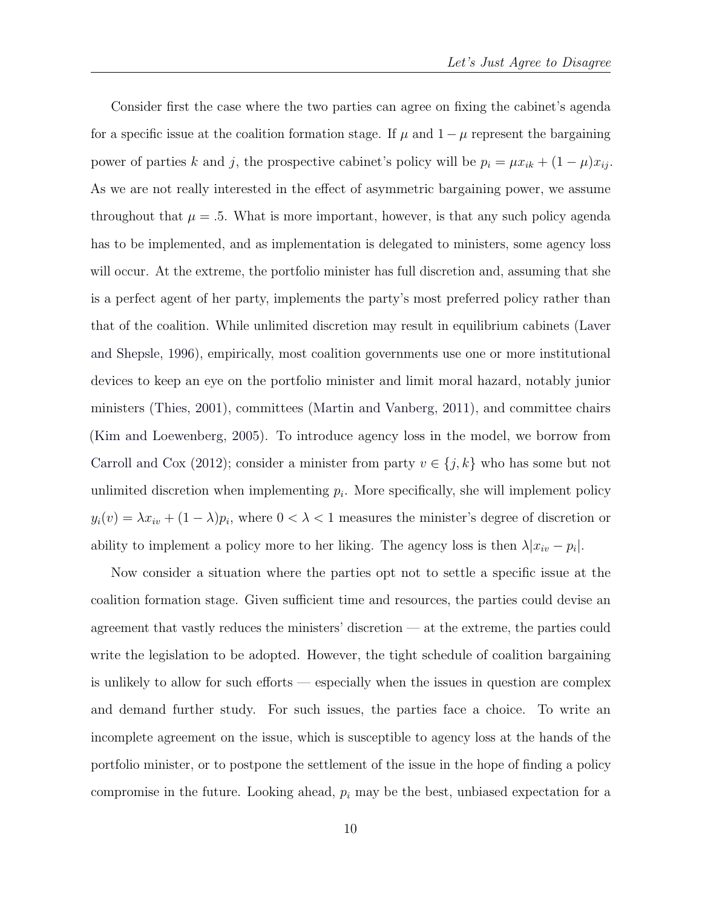Consider first the case where the two parties can agree on fixing the cabinet's agenda for a specific issue at the coalition formation stage. If $\mu$ and $1-\mu$ represent the bargaining power of parties $k$ and $j$, the prospective cabinet's policy will be $p_i = \mu x_{ik} + (1-\mu)x_{ij}$. As we are not really interested in the effect of asymmetric bargaining power, we assume throughout that $\mu = .5$. What is more important, however, is that any such policy agenda has to be implemented, and as implementation is delegated to ministers, some agency loss will occur. At the extreme, the portfolio minister has full discretion and, assuming that she is a perfect agent of her party, implements the party's most preferred policy rather than that of the coalition. While unlimited discretion may result in equilibrium cabinets (Laver and Shepsle, 1996), empirically, most coalition governments use one or more institutional devices to keep an eye on the portfolio minister and limit moral hazard, notably junior ministers (Thies, 2001), committees (Martin and Vanberg, 2011), and committee chairs (Kim and Loewenberg, 2005). To introduce agency loss in the model, we borrow from Carroll and Cox (2012); consider a minister from party $v \in \{j, k\}$ who has some but not unlimited discretion when implementing $p_i$. More specifically, she will implement policy $y_i(v) = \lambda x_{iv} + (1-\lambda)p_i$, where $0 < \lambda < 1$ measures the minister's degree of discretion or ability to implement a policy more to her liking. The agency loss is then $\lambda|x_{iv} - p_i|$.

Now consider a situation where the parties opt not to settle a specific issue at the coalition formation stage. Given sufficient time and resources, the parties could devise an agreement that vastly reduces the ministers' discretion — at the extreme, the parties could write the legislation to be adopted. However, the tight schedule of coalition bargaining is unlikely to allow for such efforts — especially when the issues in question are complex and demand further study. For such issues, the parties face a choice. To write an incomplete agreement on the issue, which is susceptible to agency loss at the hands of the portfolio minister, or to postpone the settlement of the issue in the hope of finding a policy compromise in the future. Looking ahead, $p_i$ may be the best, unbiased expectation for a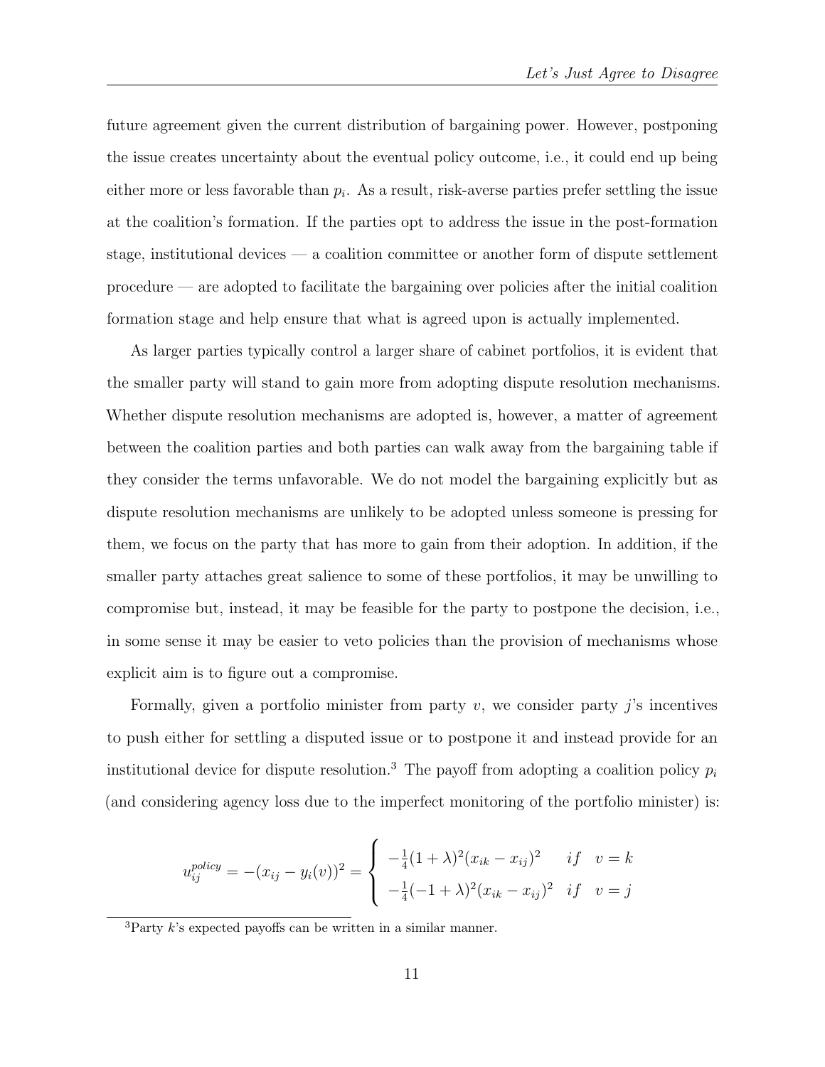future agreement given the current distribution of bargaining power. However, postponing the issue creates uncertainty about the eventual policy outcome, i.e., it could end up being either more or less favorable than $p_i$. As a result, risk-averse parties prefer settling the issue at the coalition's formation. If the parties opt to address the issue in the post-formation stage, institutional devices — a coalition committee or another form of dispute settlement procedure — are adopted to facilitate the bargaining over policies after the initial coalition formation stage and help ensure that what is agreed upon is actually implemented.

As larger parties typically control a larger share of cabinet portfolios, it is evident that the smaller party will stand to gain more from adopting dispute resolution mechanisms. Whether dispute resolution mechanisms are adopted is, however, a matter of agreement between the coalition parties and both parties can walk away from the bargaining table if they consider the terms unfavorable. We do not model the bargaining explicitly but as dispute resolution mechanisms are unlikely to be adopted unless someone is pressing for them, we focus on the party that has more to gain from their adoption. In addition, if the smaller party attaches great salience to some of these portfolios, it may be unwilling to compromise but, instead, it may be feasible for the party to postpone the decision, i.e., in some sense it may be easier to veto policies than the provision of mechanisms whose explicit aim is to figure out a compromise.

Formally, given a portfolio minister from party $v$, we consider party $j$'s incentives to push either for settling a disputed issue or to postpone it and instead provide for an institutional device for dispute resolution.[3] The payoff from adopting a coalition policy $p_i$ (and considering agency loss due to the imperfect monitoring of the portfolio minister) is:

$$u_{ij}^{policy} = -(x_{ij} - y_i(v))^2 = \begin{cases} -\frac{1}{4}(1+\lambda)^2(x_{ik} - x_{ij})^2 & if \quad v = k \\ -\frac{1}{4}(-1+\lambda)^2(x_{ik} - x_{ij})^2 & if \quad v = j \end{cases}$$

[3] Party $k$'s expected payoffs can be written in a similar manner.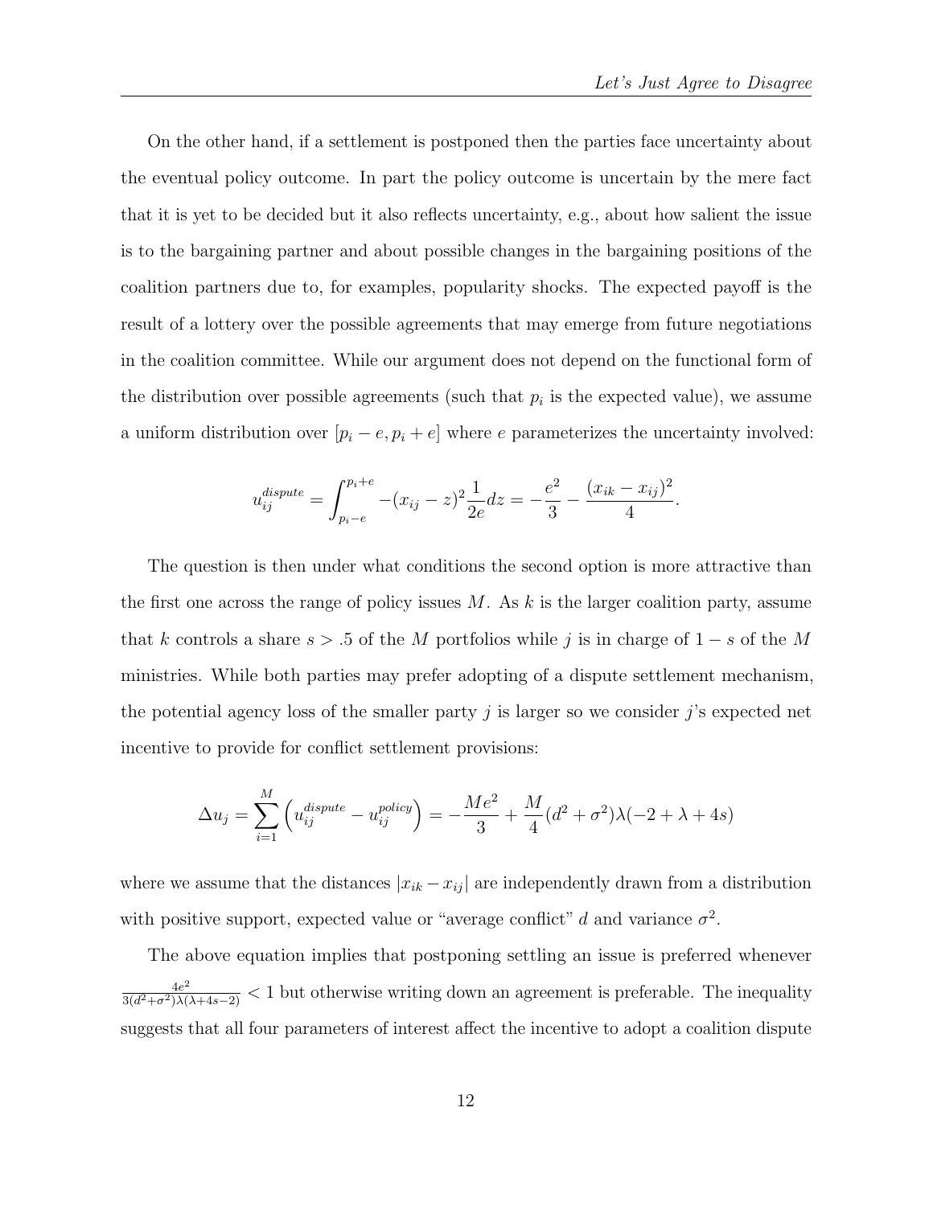On the other hand, if a settlement is postponed then the parties face uncertainty about the eventual policy outcome. In part the policy outcome is uncertain by the mere fact that it is yet to be decided but it also reflects uncertainty, e.g., about how salient the issue is to the bargaining partner and about possible changes in the bargaining positions of the coalition partners due to, for examples, popularity shocks. The expected payoff is the result of a lottery over the possible agreements that may emerge from future negotiations in the coalition committee. While our argument does not depend on the functional form of the distribution over possible agreements (such that $p_i$ is the expected value), we assume a uniform distribution over $[p_i - e, p_i + e]$ where $e$ parameterizes the uncertainty involved:

$$u_{ij}^{dispute} = \int_{p_i - e}^{p_i + e} -(x_{ij} - z)^2 \frac{1}{2e} dz = -\frac{e^2}{3} - \frac{(x_{ik} - x_{ij})^2}{4}.$$

The question is then under what conditions the second option is more attractive than the first one across the range of policy issues $M$. As $k$ is the larger coalition party, assume that $k$ controls a share $s > .5$ of the $M$ portfolios while $j$ is in charge of $1 - s$ of the $M$ ministries. While both parties may prefer adopting of a dispute settlement mechanism, the potential agency loss of the smaller party $j$ is larger so we consider $j$'s expected net incentive to provide for conflict settlement provisions:

$$\Delta u_j = \sum_{i=1}^{M} \left( u_{ij}^{dispute} - u_{ij}^{policy} \right) = -\frac{Me^2}{3} + \frac{M}{4}(d^2 + \sigma^2)\lambda(-2 + \lambda + 4s)$$

where we assume that the distances $|x_{ik} - x_{ij}|$ are independently drawn from a distribution with positive support, expected value or "average conflict" $d$ and variance $\sigma^2$.

The above equation implies that postponing settling an issue is preferred whenever $\frac{4e^2}{3(d^2+\sigma^2)\lambda(\lambda+4s-2)} < 1$ but otherwise writing down an agreement is preferable. The inequality suggests that all four parameters of interest affect the incentive to adopt a coalition dispute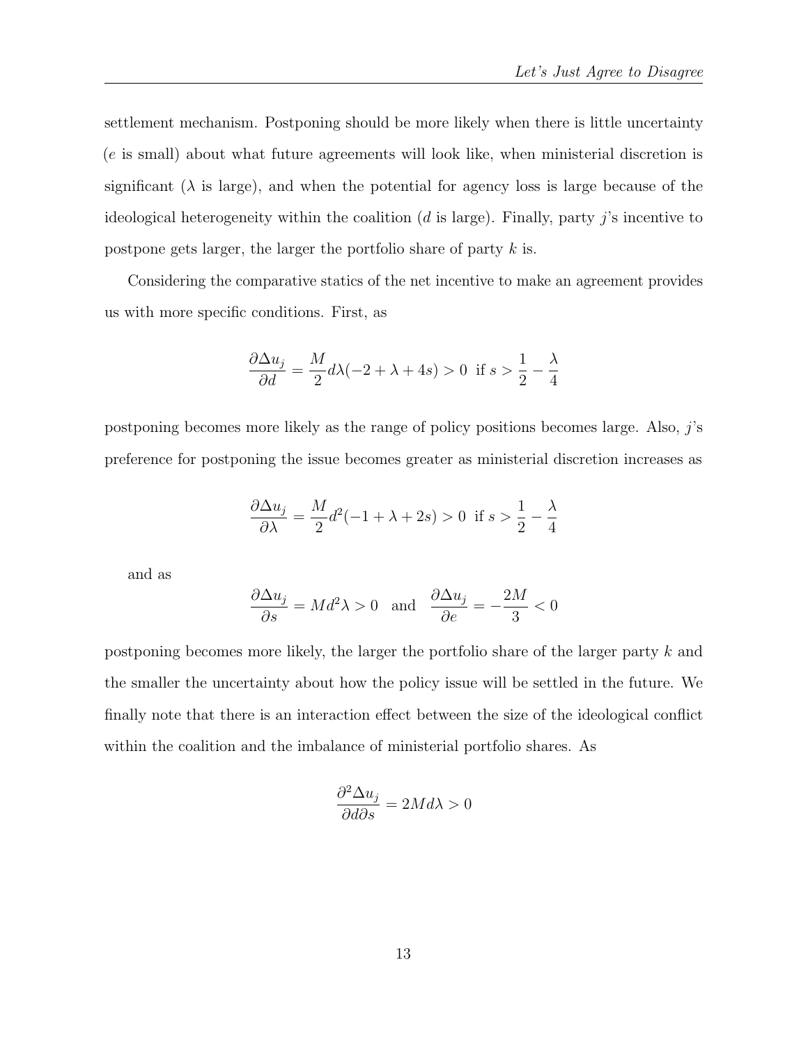settlement mechanism. Postponing should be more likely when there is little uncertainty ($e$ is small) about what future agreements will look like, when ministerial discretion is significant ($\lambda$ is large), and when the potential for agency loss is large because of the ideological heterogeneity within the coalition ($d$ is large). Finally, party $j$'s incentive to postpone gets larger, the larger the portfolio share of party $k$ is.

Considering the comparative statics of the net incentive to make an agreement provides us with more specific conditions. First, as

$$\frac{\partial \Delta u_j}{\partial d} = \frac{M}{2} d\lambda(-2 + \lambda + 4s) > 0 \text{ if } s > \frac{1}{2} - \frac{\lambda}{4}$$

postponing becomes more likely as the range of policy positions becomes large. Also, $j$'s preference for postponing the issue becomes greater as ministerial discretion increases as

$$\frac{\partial \Delta u_j}{\partial \lambda} = \frac{M}{2} d^2(-1 + \lambda + 2s) > 0 \text{ if } s > \frac{1}{2} - \frac{\lambda}{4}$$

and as

$$\frac{\partial \Delta u_j}{\partial s} = Md^2\lambda > 0 \quad \text{and} \quad \frac{\partial \Delta u_j}{\partial e} = -\frac{2M}{3} < 0$$

postponing becomes more likely, the larger the portfolio share of the larger party $k$ and the smaller the uncertainty about how the policy issue will be settled in the future. We finally note that there is an interaction effect between the size of the ideological conflict within the coalition and the imbalance of ministerial portfolio shares. As

$$\frac{\partial^2 \Delta u_j}{\partial d \partial s} = 2Md\lambda > 0$$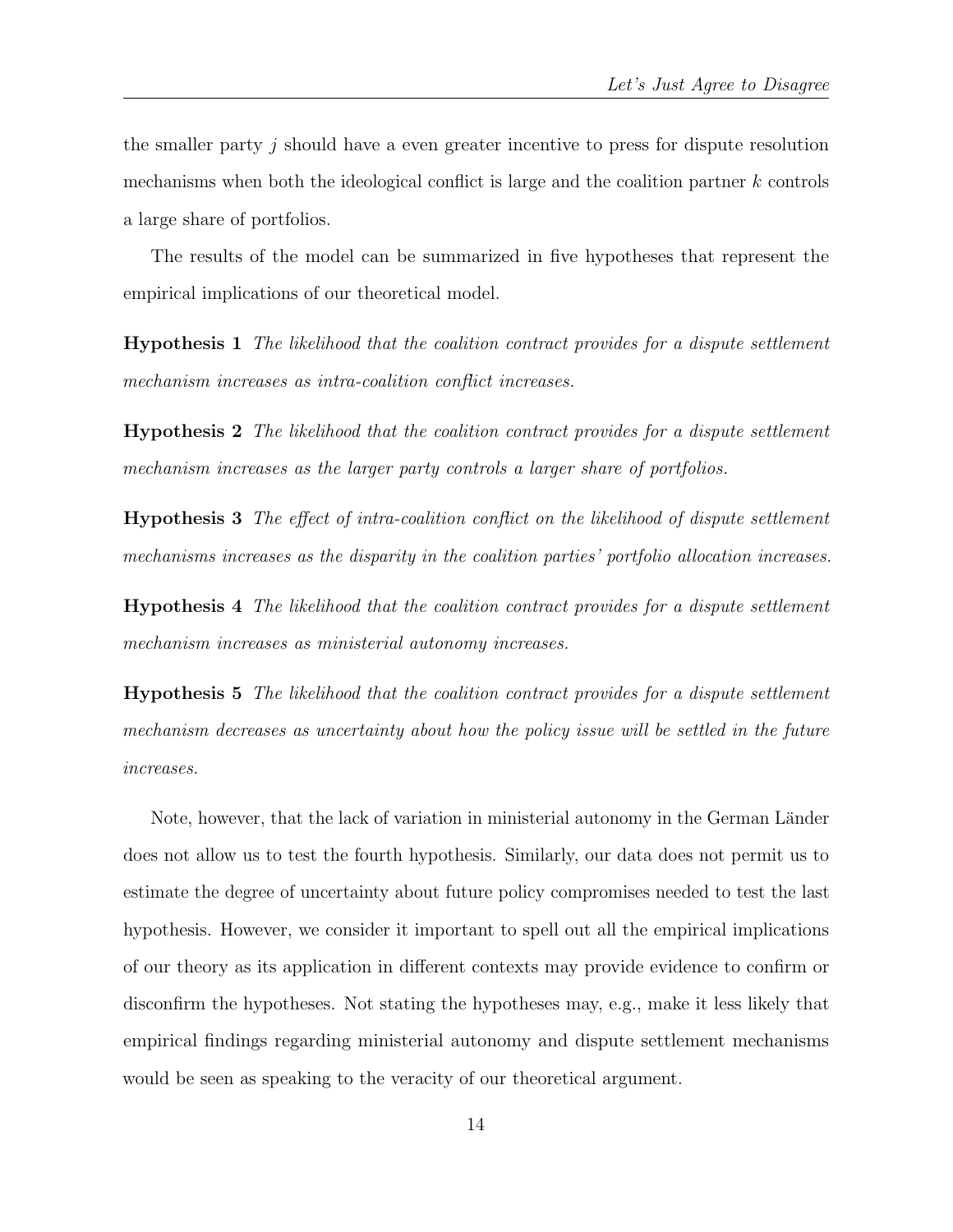the smaller party $j$ should have a even greater incentive to press for dispute resolution mechanisms when both the ideological conflict is large and the coalition partner $k$ controls a large share of portfolios.

The results of the model can be summarized in five hypotheses that represent the empirical implications of our theoretical model.

**Hypothesis 1** *The likelihood that the coalition contract provides for a dispute settlement mechanism increases as intra-coalition conflict increases.*

**Hypothesis 2** *The likelihood that the coalition contract provides for a dispute settlement mechanism increases as the larger party controls a larger share of portfolios.*

**Hypothesis 3** *The effect of intra-coalition conflict on the likelihood of dispute settlement mechanisms increases as the disparity in the coalition parties' portfolio allocation increases.*

**Hypothesis 4** *The likelihood that the coalition contract provides for a dispute settlement mechanism increases as ministerial autonomy increases.*

**Hypothesis 5** *The likelihood that the coalition contract provides for a dispute settlement mechanism decreases as uncertainty about how the policy issue will be settled in the future increases.*

Note, however, that the lack of variation in ministerial autonomy in the German Länder does not allow us to test the fourth hypothesis. Similarly, our data does not permit us to estimate the degree of uncertainty about future policy compromises needed to test the last hypothesis. However, we consider it important to spell out all the empirical implications of our theory as its application in different contexts may provide evidence to confirm or disconfirm the hypotheses. Not stating the hypotheses may, e.g., make it less likely that empirical findings regarding ministerial autonomy and dispute settlement mechanisms would be seen as speaking to the veracity of our theoretical argument.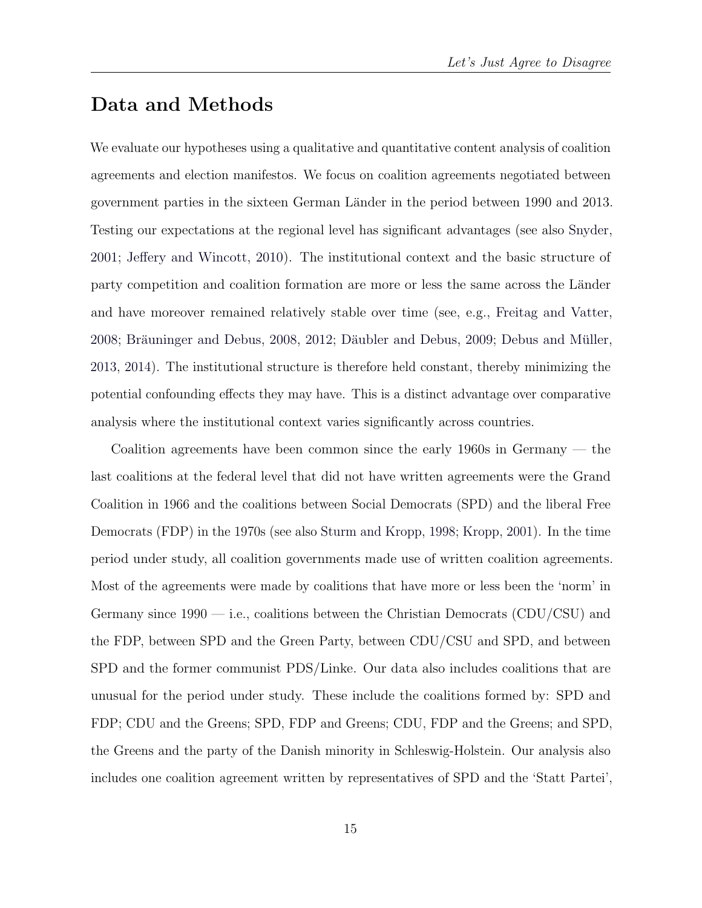## Data and Methods

We evaluate our hypotheses using a qualitative and quantitative content analysis of coalition agreements and election manifestos. We focus on coalition agreements negotiated between government parties in the sixteen German Länder in the period between 1990 and 2013. Testing our expectations at the regional level has significant advantages (see also Snyder, 2001; Jeffery and Wincott, 2010). The institutional context and the basic structure of party competition and coalition formation are more or less the same across the Länder and have moreover remained relatively stable over time (see, e.g., Freitag and Vatter, 2008; Bräuninger and Debus, 2008, 2012; Däubler and Debus, 2009; Debus and Müller, 2013, 2014). The institutional structure is therefore held constant, thereby minimizing the potential confounding effects they may have. This is a distinct advantage over comparative analysis where the institutional context varies significantly across countries.

Coalition agreements have been common since the early 1960s in Germany — the last coalitions at the federal level that did not have written agreements were the Grand Coalition in 1966 and the coalitions between Social Democrats (SPD) and the liberal Free Democrats (FDP) in the 1970s (see also Sturm and Kropp, 1998; Kropp, 2001). In the time period under study, all coalition governments made use of written coalition agreements. Most of the agreements were made by coalitions that have more or less been the 'norm' in Germany since 1990 — i.e., coalitions between the Christian Democrats (CDU/CSU) and the FDP, between SPD and the Green Party, between CDU/CSU and SPD, and between SPD and the former communist PDS/Linke. Our data also includes coalitions that are unusual for the period under study. These include the coalitions formed by: SPD and FDP; CDU and the Greens; SPD, FDP and Greens; CDU, FDP and the Greens; and SPD, the Greens and the party of the Danish minority in Schleswig-Holstein. Our analysis also includes one coalition agreement written by representatives of SPD and the 'Statt Partei',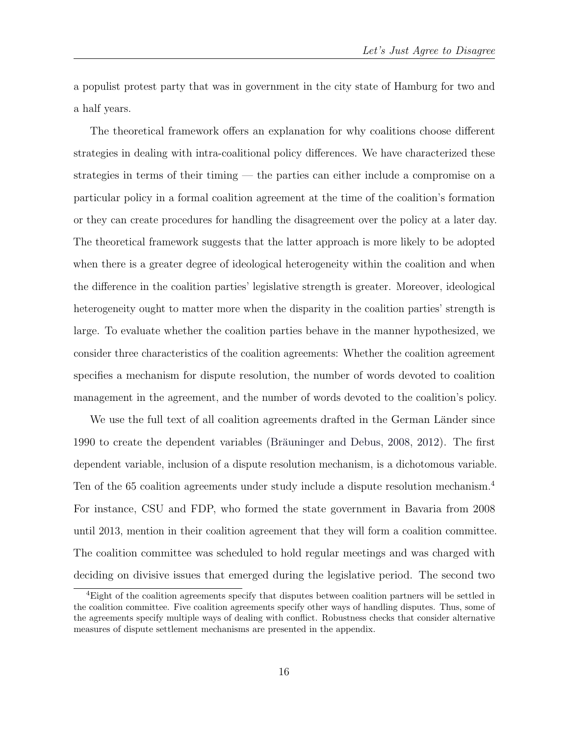a populist protest party that was in government in the city state of Hamburg for two and a half years.

The theoretical framework offers an explanation for why coalitions choose different strategies in dealing with intra-coalitional policy differences. We have characterized these strategies in terms of their timing — the parties can either include a compromise on a particular policy in a formal coalition agreement at the time of the coalition's formation or they can create procedures for handling the disagreement over the policy at a later day. The theoretical framework suggests that the latter approach is more likely to be adopted when there is a greater degree of ideological heterogeneity within the coalition and when the difference in the coalition parties' legislative strength is greater. Moreover, ideological heterogeneity ought to matter more when the disparity in the coalition parties' strength is large. To evaluate whether the coalition parties behave in the manner hypothesized, we consider three characteristics of the coalition agreements: Whether the coalition agreement specifies a mechanism for dispute resolution, the number of words devoted to coalition management in the agreement, and the number of words devoted to the coalition's policy.

We use the full text of all coalition agreements drafted in the German Länder since 1990 to create the dependent variables (Bräuninger and Debus, 2008, 2012). The first dependent variable, inclusion of a dispute resolution mechanism, is a dichotomous variable. Ten of the 65 coalition agreements under study include a dispute resolution mechanism.[4] For instance, CSU and FDP, who formed the state government in Bavaria from 2008 until 2013, mention in their coalition agreement that they will form a coalition committee. The coalition committee was scheduled to hold regular meetings and was charged with deciding on divisive issues that emerged during the legislative period. The second two

[4] Eight of the coalition agreements specify that disputes between coalition partners will be settled in the coalition committee. Five coalition agreements specify other ways of handling disputes. Thus, some of the agreements specify multiple ways of dealing with conflict. Robustness checks that consider alternative measures of dispute settlement mechanisms are presented in the appendix.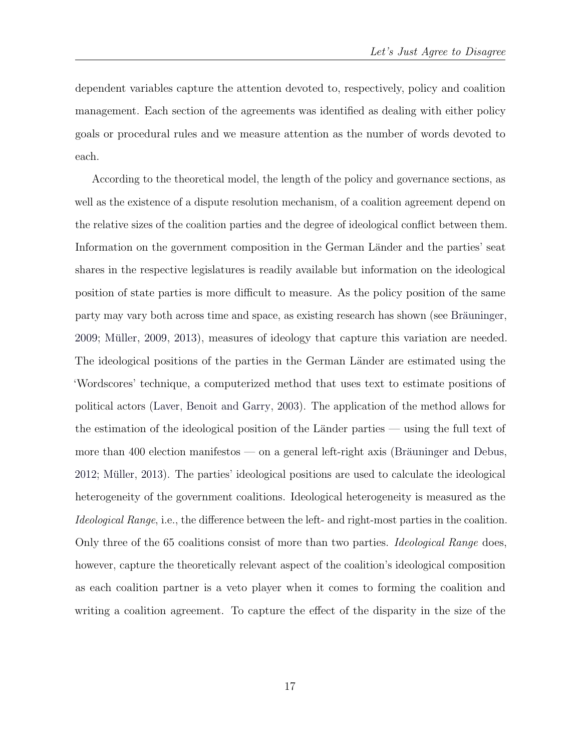dependent variables capture the attention devoted to, respectively, policy and coalition management. Each section of the agreements was identified as dealing with either policy goals or procedural rules and we measure attention as the number of words devoted to each.

According to the theoretical model, the length of the policy and governance sections, as well as the existence of a dispute resolution mechanism, of a coalition agreement depend on the relative sizes of the coalition parties and the degree of ideological conflict between them. Information on the government composition in the German Länder and the parties' seat shares in the respective legislatures is readily available but information on the ideological position of state parties is more difficult to measure. As the policy position of the same party may vary both across time and space, as existing research has shown (see Bräuninger, 2009; Müller, 2009, 2013), measures of ideology that capture this variation are needed. The ideological positions of the parties in the German Länder are estimated using the 'Wordscores' technique, a computerized method that uses text to estimate positions of political actors (Laver, Benoit and Garry, 2003). The application of the method allows for the estimation of the ideological position of the Länder parties — using the full text of more than 400 election manifestos — on a general left-right axis (Bräuninger and Debus, 2012; Müller, 2013). The parties' ideological positions are used to calculate the ideological heterogeneity of the government coalitions. Ideological heterogeneity is measured as the *Ideological Range*, i.e., the difference between the left- and right-most parties in the coalition. Only three of the 65 coalitions consist of more than two parties. *Ideological Range* does, however, capture the theoretically relevant aspect of the coalition's ideological composition as each coalition partner is a veto player when it comes to forming the coalition and writing a coalition agreement. To capture the effect of the disparity in the size of the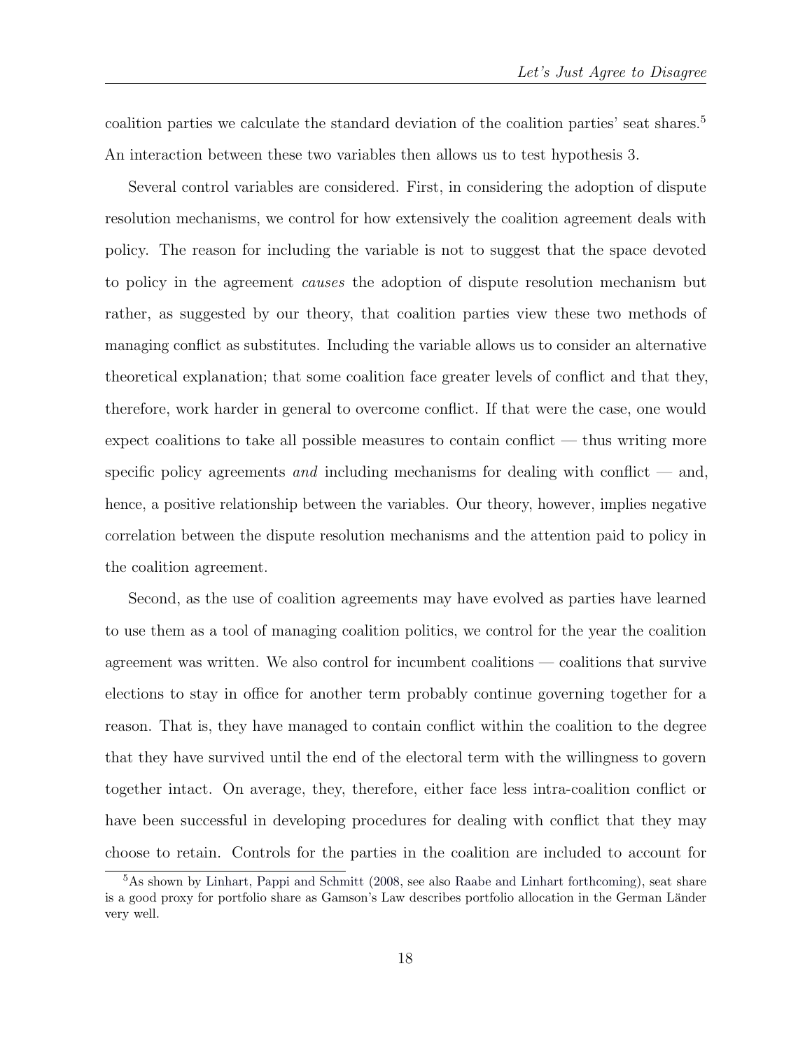coalition parties we calculate the standard deviation of the coalition parties' seat shares.[5] An interaction between these two variables then allows us to test hypothesis 3.

Several control variables are considered. First, in considering the adoption of dispute resolution mechanisms, we control for how extensively the coalition agreement deals with policy. The reason for including the variable is not to suggest that the space devoted to policy in the agreement *causes* the adoption of dispute resolution mechanism but rather, as suggested by our theory, that coalition parties view these two methods of managing conflict as substitutes. Including the variable allows us to consider an alternative theoretical explanation; that some coalition face greater levels of conflict and that they, therefore, work harder in general to overcome conflict. If that were the case, one would expect coalitions to take all possible measures to contain conflict — thus writing more specific policy agreements *and* including mechanisms for dealing with conflict — and, hence, a positive relationship between the variables. Our theory, however, implies negative correlation between the dispute resolution mechanisms and the attention paid to policy in the coalition agreement.

Second, as the use of coalition agreements may have evolved as parties have learned to use them as a tool of managing coalition politics, we control for the year the coalition agreement was written. We also control for incumbent coalitions — coalitions that survive elections to stay in office for another term probably continue governing together for a reason. That is, they have managed to contain conflict within the coalition to the degree that they have survived until the end of the electoral term with the willingness to govern together intact. On average, they, therefore, either face less intra-coalition conflict or have been successful in developing procedures for dealing with conflict that they may choose to retain. Controls for the parties in the coalition are included to account for

[5] As shown by Linhart, Pappi and Schmitt (2008, see also Raabe and Linhart forthcoming), seat share is a good proxy for portfolio share as Gamson's Law describes portfolio allocation in the German Länder very well.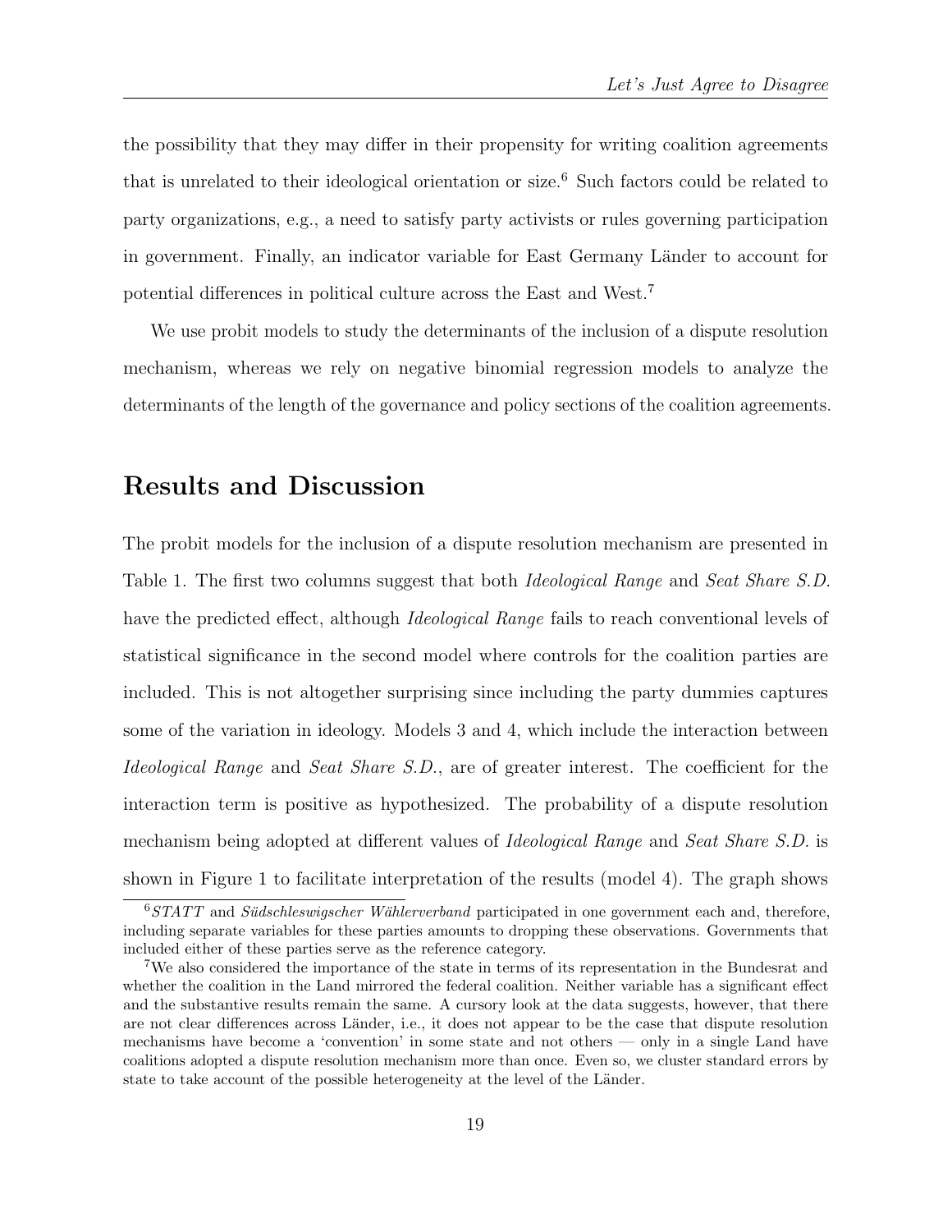the possibility that they may differ in their propensity for writing coalition agreements that is unrelated to their ideological orientation or size.[6] Such factors could be related to party organizations, e.g., a need to satisfy party activists or rules governing participation in government. Finally, an indicator variable for East Germany Länder to account for potential differences in political culture across the East and West.[7]

We use probit models to study the determinants of the inclusion of a dispute resolution mechanism, whereas we rely on negative binomial regression models to analyze the determinants of the length of the governance and policy sections of the coalition agreements.

## Results and Discussion

The probit models for the inclusion of a dispute resolution mechanism are presented in Table 1. The first two columns suggest that both *Ideological Range* and *Seat Share S.D.* have the predicted effect, although *Ideological Range* fails to reach conventional levels of statistical significance in the second model where controls for the coalition parties are included. This is not altogether surprising since including the party dummies captures some of the variation in ideology. Models 3 and 4, which include the interaction between *Ideological Range* and *Seat Share S.D.*, are of greater interest. The coefficient for the interaction term is positive as hypothesized. The probability of a dispute resolution mechanism being adopted at different values of *Ideological Range* and *Seat Share S.D.* is shown in Figure 1 to facilitate interpretation of the results (model 4). The graph shows

[6] *STATT* and *Südschleswigscher Wählerverband* participated in one government each and, therefore, including separate variables for these parties amounts to dropping these observations. Governments that included either of these parties serve as the reference category.

[7] We also considered the importance of the state in terms of its representation in the Bundesrat and whether the coalition in the Land mirrored the federal coalition. Neither variable has a significant effect and the substantive results remain the same. A cursory look at the data suggests, however, that there are not clear differences across Länder, i.e., it does not appear to be the case that dispute resolution mechanisms have become a 'convention' in some state and not others — only in a single Land have coalitions adopted a dispute resolution mechanism more than once. Even so, we cluster standard errors by state to take account of the possible heterogeneity at the level of the Länder.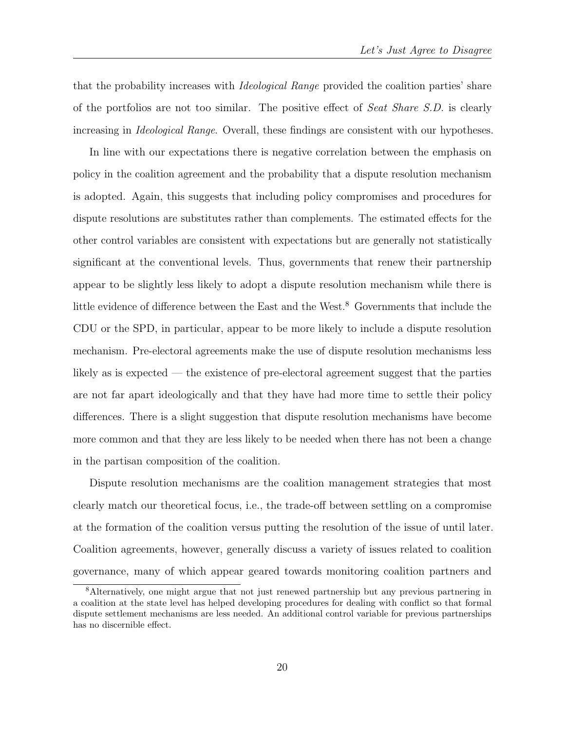that the probability increases with *Ideological Range* provided the coalition parties' share of the portfolios are not too similar. The positive effect of *Seat Share S.D.* is clearly increasing in *Ideological Range*. Overall, these findings are consistent with our hypotheses.

In line with our expectations there is negative correlation between the emphasis on policy in the coalition agreement and the probability that a dispute resolution mechanism is adopted. Again, this suggests that including policy compromises and procedures for dispute resolutions are substitutes rather than complements. The estimated effects for the other control variables are consistent with expectations but are generally not statistically significant at the conventional levels. Thus, governments that renew their partnership appear to be slightly less likely to adopt a dispute resolution mechanism while there is little evidence of difference between the East and the West.[8] Governments that include the CDU or the SPD, in particular, appear to be more likely to include a dispute resolution mechanism. Pre-electoral agreements make the use of dispute resolution mechanisms less likely as is expected — the existence of pre-electoral agreement suggest that the parties are not far apart ideologically and that they have had more time to settle their policy differences. There is a slight suggestion that dispute resolution mechanisms have become more common and that they are less likely to be needed when there has not been a change in the partisan composition of the coalition.

Dispute resolution mechanisms are the coalition management strategies that most clearly match our theoretical focus, i.e., the trade-off between settling on a compromise at the formation of the coalition versus putting the resolution of the issue of until later. Coalition agreements, however, generally discuss a variety of issues related to coalition governance, many of which appear geared towards monitoring coalition partners and

[8] Alternatively, one might argue that not just renewed partnership but any previous partnering in a coalition at the state level has helped developing procedures for dealing with conflict so that formal dispute settlement mechanisms are less needed. An additional control variable for previous partnerships has no discernible effect.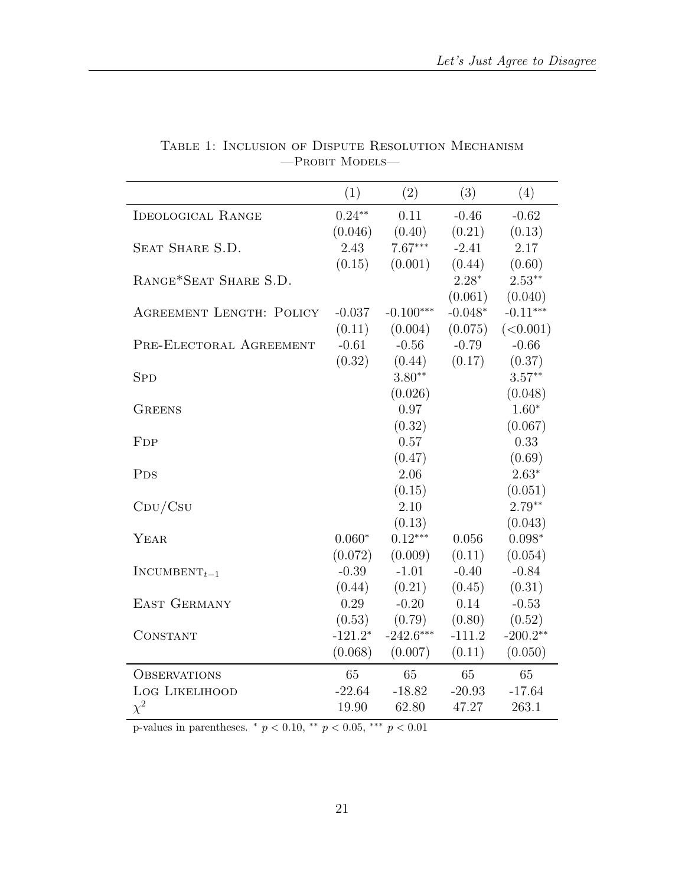Table 1: Inclusion of Dispute Resolution Mechanism
—Probit Models—

| | (1) | (2) | (3) | (4) |
|---|---|---|---|---|
| Ideological Range | $0.24^{**}$ | 0.11 | -0.46 | -0.62 |
| | (0.046) | (0.40) | (0.21) | (0.13) |
| Seat Share S.D. | 2.43 | $7.67^{***}$ | -2.41 | 2.17 |
| | (0.15) | (0.001) | (0.44) | (0.60) |
| Range*Seat Share S.D. | | | $2.28^{*}$ | $2.53^{**}$ |
| | | | (0.061) | (0.040) |
| Agreement Length: Policy | -0.037 | $-0.100^{***}$ | $-0.048^{*}$ | $-0.11^{***}$ |
| | (0.11) | (0.004) | (0.075) | (<0.001) |
| Pre-Electoral Agreement | -0.61 | -0.56 | -0.79 | -0.66 |
| | (0.32) | (0.44) | (0.17) | (0.37) |
| Spd | | $3.80^{**}$ | | $3.57^{**}$ |
| | | (0.026) | | (0.048) |
| Greens | | 0.97 | | $1.60^{*}$ |
| | | (0.32) | | (0.067) |
| Fdp | | 0.57 | | 0.33 |
| | | (0.47) | | (0.69) |
| Pds | | 2.06 | | $2.63^{*}$ |
| | | (0.15) | | (0.051) |
| Cdu/Csu | | 2.10 | | $2.79^{**}$ |
| | | (0.13) | | (0.043) |
| Year | $0.060^{*}$ | $0.12^{***}$ | 0.056 | $0.098^{*}$ |
| | (0.072) | (0.009) | (0.11) | (0.054) |
| $\text{Incumbent}_{t-1}$ | -0.39 | -1.01 | -0.40 | -0.84 |
| | (0.44) | (0.21) | (0.45) | (0.31) |
| East Germany | 0.29 | -0.20 | 0.14 | -0.53 |
| | (0.53) | (0.79) | (0.80) | (0.52) |
| Constant | $-121.2^{*}$ | $-242.6^{***}$ | -111.2 | $-200.2^{**}$ |
| | (0.068) | (0.007) | (0.11) | (0.050) |
| Observations | 65 | 65 | 65 | 65 |
| Log Likelihood | -22.64 | -18.82 | -20.93 | -17.64 |
| $\chi^2$ | 19.90 | 62.80 | 47.27 | 263.1 |

p-values in parentheses. $^{*}$ $p < 0.10$, $^{**}$ $p < 0.05$, $^{***}$ $p < 0.01$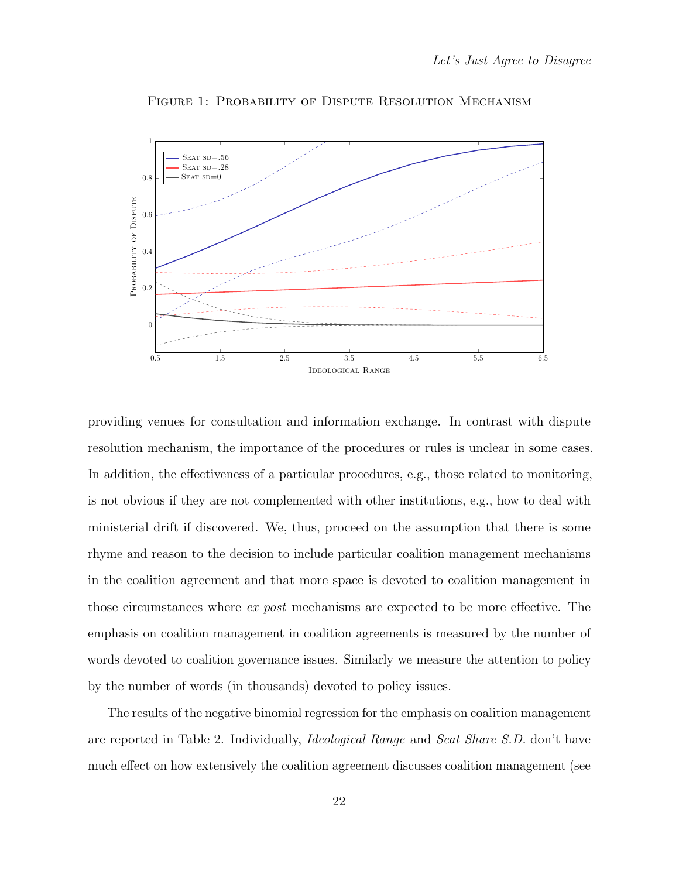Figure 1: Probability of Dispute Resolution Mechanism

providing venues for consultation and information exchange. In contrast with dispute resolution mechanism, the importance of the procedures or rules is unclear in some cases. In addition, the effectiveness of a particular procedures, e.g., those related to monitoring, is not obvious if they are not complemented with other institutions, e.g., how to deal with ministerial drift if discovered. We, thus, proceed on the assumption that there is some rhyme and reason to the decision to include particular coalition management mechanisms in the coalition agreement and that more space is devoted to coalition management in those circumstances where *ex post* mechanisms are expected to be more effective. The emphasis on coalition management in coalition agreements is measured by the number of words devoted to coalition governance issues. Similarly we measure the attention to policy by the number of words (in thousands) devoted to policy issues.

The results of the negative binomial regression for the emphasis on coalition management are reported in Table 2. Individually, *Ideological Range* and *Seat Share S.D.* don't have much effect on how extensively the coalition agreement discusses coalition management (see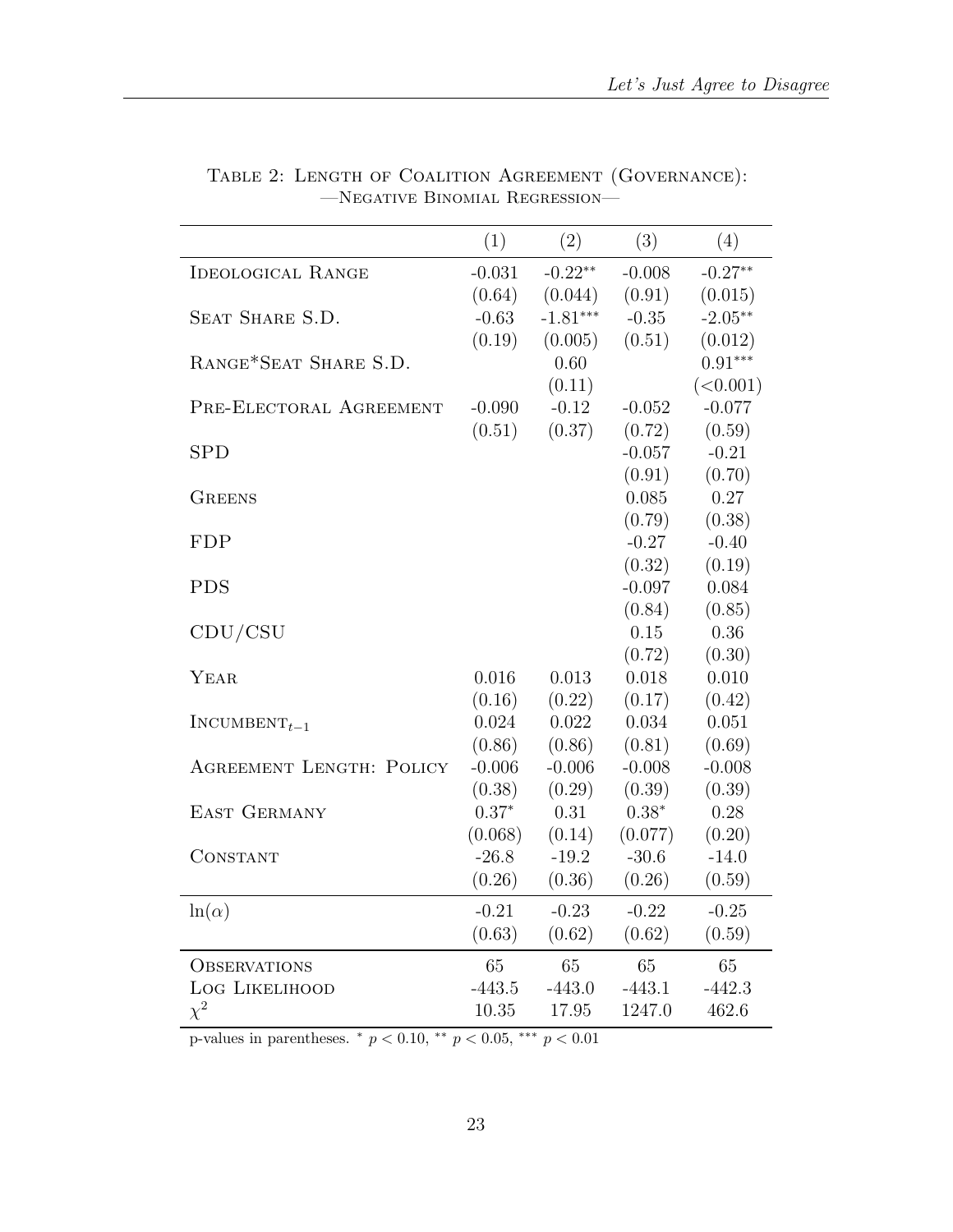Table 2: Length of Coalition Agreement (Governance): —Negative Binomial Regression—

| | (1) | (2) | (3) | (4) |
|---|---|---|---|---|
| Ideological Range | -0.031 | -0.22** | -0.008 | -0.27** |
| | (0.64) | (0.044) | (0.91) | (0.015) |
| Seat Share S.D. | -0.63 | -1.81*** | -0.35 | -2.05** |
| | (0.19) | (0.005) | (0.51) | (0.012) |
| Range*Seat Share S.D. | | 0.60 | | 0.91*** |
| | | (0.11) | | (<0.001) |
| Pre-Electoral Agreement | -0.090 | -0.12 | -0.052 | -0.077 |
| | (0.51) | (0.37) | (0.72) | (0.59) |
| SPD | | | -0.057 | -0.21 |
| | | | (0.91) | (0.70) |
| Greens | | | 0.085 | 0.27 |
| | | | (0.79) | (0.38) |
| FDP | | | -0.27 | -0.40 |
| | | | (0.32) | (0.19) |
| PDS | | | -0.097 | 0.084 |
| | | | (0.84) | (0.85) |
| CDU/CSU | | | 0.15 | 0.36 |
| | | | (0.72) | (0.30) |
| Year | 0.016 | 0.013 | 0.018 | 0.010 |
| | (0.16) | (0.22) | (0.17) | (0.42) |
| $\text{Incumbent}_{t-1}$ | 0.024 | 0.022 | 0.034 | 0.051 |
| | (0.86) | (0.86) | (0.81) | (0.69) |
| Agreement Length: Policy | -0.006 | -0.006 | -0.008 | -0.008 |
| | (0.38) | (0.29) | (0.39) | (0.39) |
| East Germany | 0.37* | 0.31 | 0.38* | 0.28 |
| | (0.068) | (0.14) | (0.077) | (0.20) |
| Constant | -26.8 | -19.2 | -30.6 | -14.0 |
| | (0.26) | (0.36) | (0.26) | (0.59) |
| $\ln(\alpha)$ | -0.21 | -0.23 | -0.22 | -0.25 |
| | (0.63) | (0.62) | (0.62) | (0.59) |
| Observations | 65 | 65 | 65 | 65 |
| Log Likelihood | -443.5 | -443.0 | -443.1 | -442.3 |
| $\chi^2$ | 10.35 | 17.95 | 1247.0 | 462.6 |

p-values in parentheses. * $p < 0.10$, ** $p < 0.05$, *** $p < 0.01$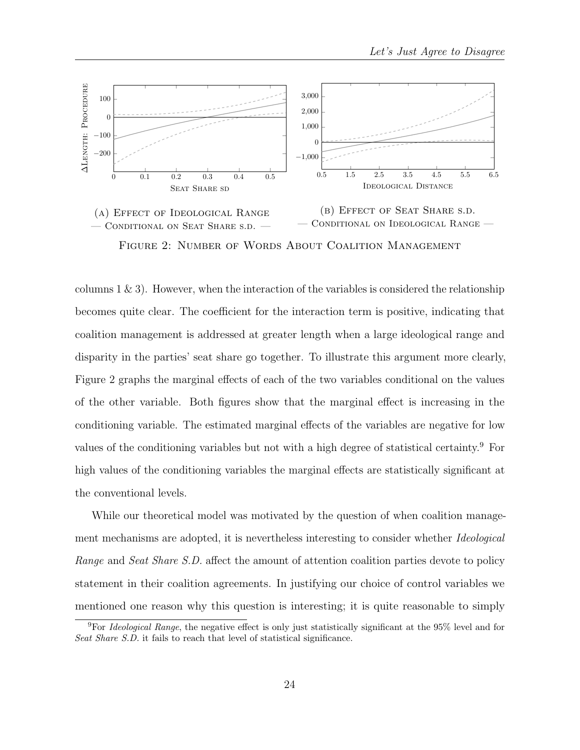(a) Effect of Ideological Range — Conditional on Seat Share s.d. —

(b) Effect of Seat Share s.d. — Conditional on Ideological Range —

Figure 2: Number of Words About Coalition Management

columns 1 & 3). However, when the interaction of the variables is considered the relationship becomes quite clear. The coefficient for the interaction term is positive, indicating that coalition management is addressed at greater length when a large ideological range and disparity in the parties' seat share go together. To illustrate this argument more clearly, Figure 2 graphs the marginal effects of each of the two variables conditional on the values of the other variable. Both figures show that the marginal effect is increasing in the conditioning variable. The estimated marginal effects of the variables are negative for low values of the conditioning variables but not with a high degree of statistical certainty.[9] For high values of the conditioning variables the marginal effects are statistically significant at the conventional levels.

While our theoretical model was motivated by the question of when coalition management mechanisms are adopted, it is nevertheless interesting to consider whether *Ideological Range* and *Seat Share S.D.* affect the amount of attention coalition parties devote to policy statement in their coalition agreements. In justifying our choice of control variables we mentioned one reason why this question is interesting; it is quite reasonable to simply

[9]For *Ideological Range*, the negative effect is only just statistically significant at the 95% level and for *Seat Share S.D.* it fails to reach that level of statistical significance.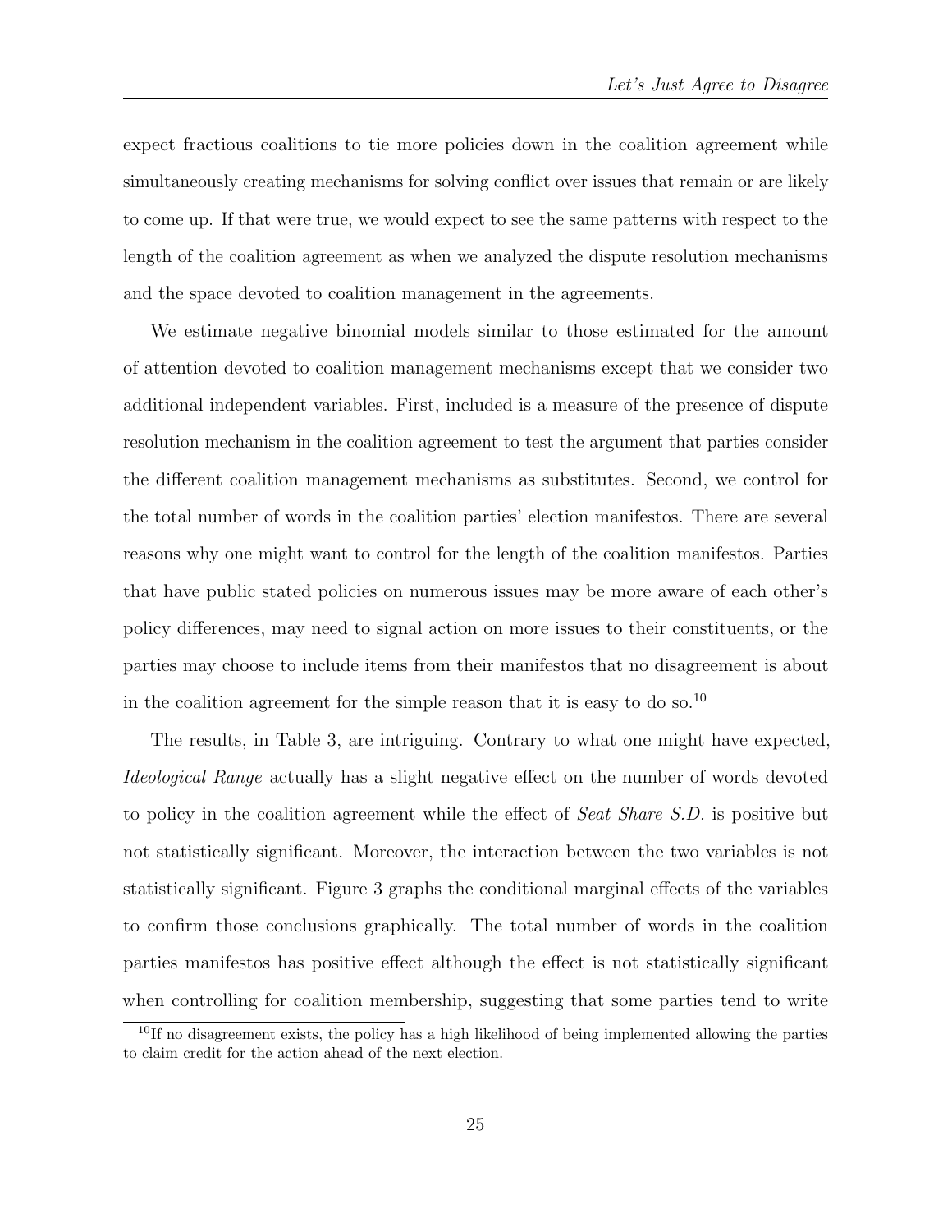expect fractious coalitions to tie more policies down in the coalition agreement while simultaneously creating mechanisms for solving conflict over issues that remain or are likely to come up. If that were true, we would expect to see the same patterns with respect to the length of the coalition agreement as when we analyzed the dispute resolution mechanisms and the space devoted to coalition management in the agreements.

We estimate negative binomial models similar to those estimated for the amount of attention devoted to coalition management mechanisms except that we consider two additional independent variables. First, included is a measure of the presence of dispute resolution mechanism in the coalition agreement to test the argument that parties consider the different coalition management mechanisms as substitutes. Second, we control for the total number of words in the coalition parties' election manifestos. There are several reasons why one might want to control for the length of the coalition manifestos. Parties that have public stated policies on numerous issues may be more aware of each other's policy differences, may need to signal action on more issues to their constituents, or the parties may choose to include items from their manifestos that no disagreement is about in the coalition agreement for the simple reason that it is easy to do so.[10]

The results, in Table 3, are intriguing. Contrary to what one might have expected, *Ideological Range* actually has a slight negative effect on the number of words devoted to policy in the coalition agreement while the effect of *Seat Share S.D.* is positive but not statistically significant. Moreover, the interaction between the two variables is not statistically significant. Figure 3 graphs the conditional marginal effects of the variables to confirm those conclusions graphically. The total number of words in the coalition parties manifestos has positive effect although the effect is not statistically significant when controlling for coalition membership, suggesting that some parties tend to write

[10] If no disagreement exists, the policy has a high likelihood of being implemented allowing the parties to claim credit for the action ahead of the next election.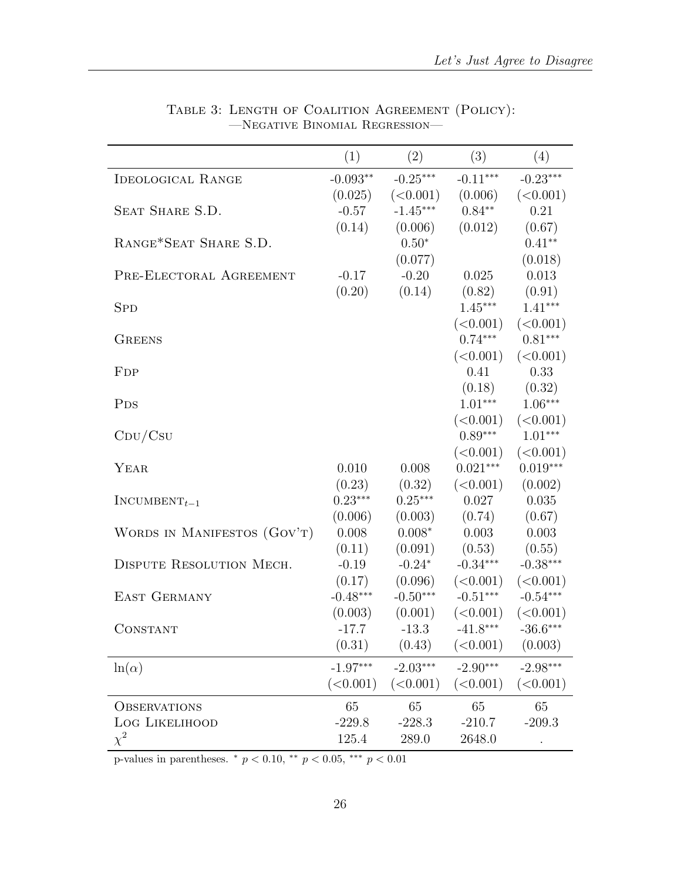Table 3: Length of Coalition Agreement (Policy):
—Negative Binomial Regression—

| | (1) | (2) | (3) | (4) |
|---|---|---|---|---|
| Ideological Range | -0.093** | -0.25*** | -0.11*** | -0.23*** |
| | (0.025) | (<0.001) | (0.006) | (<0.001) |
| Seat Share S.D. | -0.57 | -1.45*** | 0.84** | 0.21 |
| | (0.14) | (0.006) | (0.012) | (0.67) |
| Range*Seat Share S.D. | | 0.50* | | 0.41** |
| | | (0.077) | | (0.018) |
| Pre-Electoral Agreement | -0.17 | -0.20 | 0.025 | 0.013 |
| | (0.20) | (0.14) | (0.82) | (0.91) |
| Spd | | | 1.45*** | 1.41*** |
| | | | (<0.001) | (<0.001) |
| Greens | | | 0.74*** | 0.81*** |
| | | | (<0.001) | (<0.001) |
| Fdp | | | 0.41 | 0.33 |
| | | | (0.18) | (0.32) |
| Pds | | | 1.01*** | 1.06*** |
| | | | (<0.001) | (<0.001) |
| Cdu/Csu | | | 0.89*** | 1.01*** |
| | | | (<0.001) | (<0.001) |
| Year | 0.010 | 0.008 | 0.021*** | 0.019*** |
| | (0.23) | (0.32) | (<0.001) | (0.002) |
| Incumbent$_{t-1}$ | 0.23*** | 0.25*** | 0.027 | 0.035 |
| | (0.006) | (0.003) | (0.74) | (0.67) |
| Words in Manifestos (Gov't) | 0.008 | 0.008* | 0.003 | 0.003 |
| | (0.11) | (0.091) | (0.53) | (0.55) |
| Dispute Resolution Mech. | -0.19 | -0.24* | -0.34*** | -0.38*** |
| | (0.17) | (0.096) | (<0.001) | (<0.001) |
| East Germany | -0.48*** | -0.50*** | -0.51*** | -0.54*** |
| | (0.003) | (0.001) | (<0.001) | (<0.001) |
| Constant | -17.7 | -13.3 | -41.8*** | -36.6*** |
| | (0.31) | (0.43) | (<0.001) | (0.003) |
| $\ln(\alpha)$ | -1.97*** | -2.03*** | -2.90*** | -2.98*** |
| | (<0.001) | (<0.001) | (<0.001) | (<0.001) |
| Observations | 65 | 65 | 65 | 65 |
| Log Likelihood | -229.8 | -228.3 | -210.7 | -209.3 |
| $\chi^2$ | 125.4 | 289.0 | 2648.0 | . |

p-values in parentheses. * $p < 0.10$, ** $p < 0.05$, *** $p < 0.01$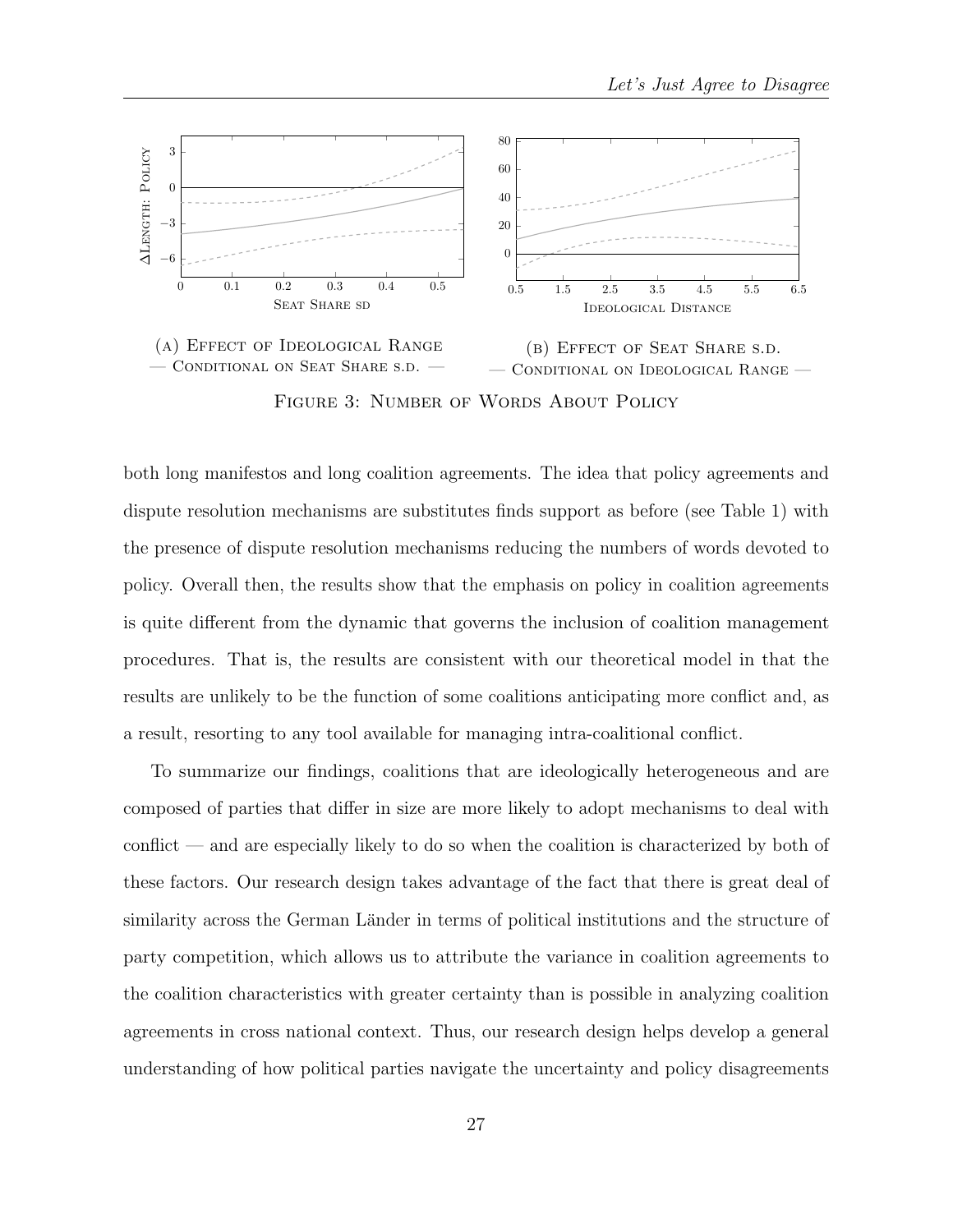(A) Effect of Ideological Range — Conditional on Seat Share s.d. —

(B) Effect of Seat Share s.d. — Conditional on Ideological Range —

Figure 3: Number of Words About Policy

both long manifestos and long coalition agreements. The idea that policy agreements and dispute resolution mechanisms are substitutes finds support as before (see Table 1) with the presence of dispute resolution mechanisms reducing the numbers of words devoted to policy. Overall then, the results show that the emphasis on policy in coalition agreements is quite different from the dynamic that governs the inclusion of coalition management procedures. That is, the results are consistent with our theoretical model in that the results are unlikely to be the function of some coalitions anticipating more conflict and, as a result, resorting to any tool available for managing intra-coalitional conflict.

To summarize our findings, coalitions that are ideologically heterogeneous and are composed of parties that differ in size are more likely to adopt mechanisms to deal with conflict — and are especially likely to do so when the coalition is characterized by both of these factors. Our research design takes advantage of the fact that there is great deal of similarity across the German Länder in terms of political institutions and the structure of party competition, which allows us to attribute the variance in coalition agreements to the coalition characteristics with greater certainty than is possible in analyzing coalition agreements in cross national context. Thus, our research design helps develop a general understanding of how political parties navigate the uncertainty and policy disagreements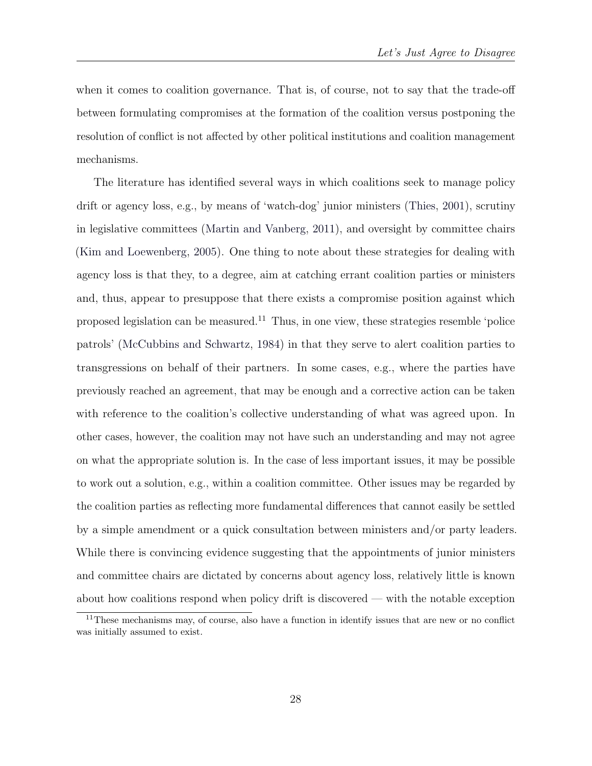when it comes to coalition governance. That is, of course, not to say that the trade-off between formulating compromises at the formation of the coalition versus postponing the resolution of conflict is not affected by other political institutions and coalition management mechanisms.

The literature has identified several ways in which coalitions seek to manage policy drift or agency loss, e.g., by means of 'watch-dog' junior ministers (Thies, 2001), scrutiny in legislative committees (Martin and Vanberg, 2011), and oversight by committee chairs (Kim and Loewenberg, 2005). One thing to note about these strategies for dealing with agency loss is that they, to a degree, aim at catching errant coalition parties or ministers and, thus, appear to presuppose that there exists a compromise position against which proposed legislation can be measured.[11] Thus, in one view, these strategies resemble 'police patrols' (McCubbins and Schwartz, 1984) in that they serve to alert coalition parties to transgressions on behalf of their partners. In some cases, e.g., where the parties have previously reached an agreement, that may be enough and a corrective action can be taken with reference to the coalition's collective understanding of what was agreed upon. In other cases, however, the coalition may not have such an understanding and may not agree on what the appropriate solution is. In the case of less important issues, it may be possible to work out a solution, e.g., within a coalition committee. Other issues may be regarded by the coalition parties as reflecting more fundamental differences that cannot easily be settled by a simple amendment or a quick consultation between ministers and/or party leaders. While there is convincing evidence suggesting that the appointments of junior ministers and committee chairs are dictated by concerns about agency loss, relatively little is known about how coalitions respond when policy drift is discovered — with the notable exception

[11] These mechanisms may, of course, also have a function in identify issues that are new or no conflict was initially assumed to exist.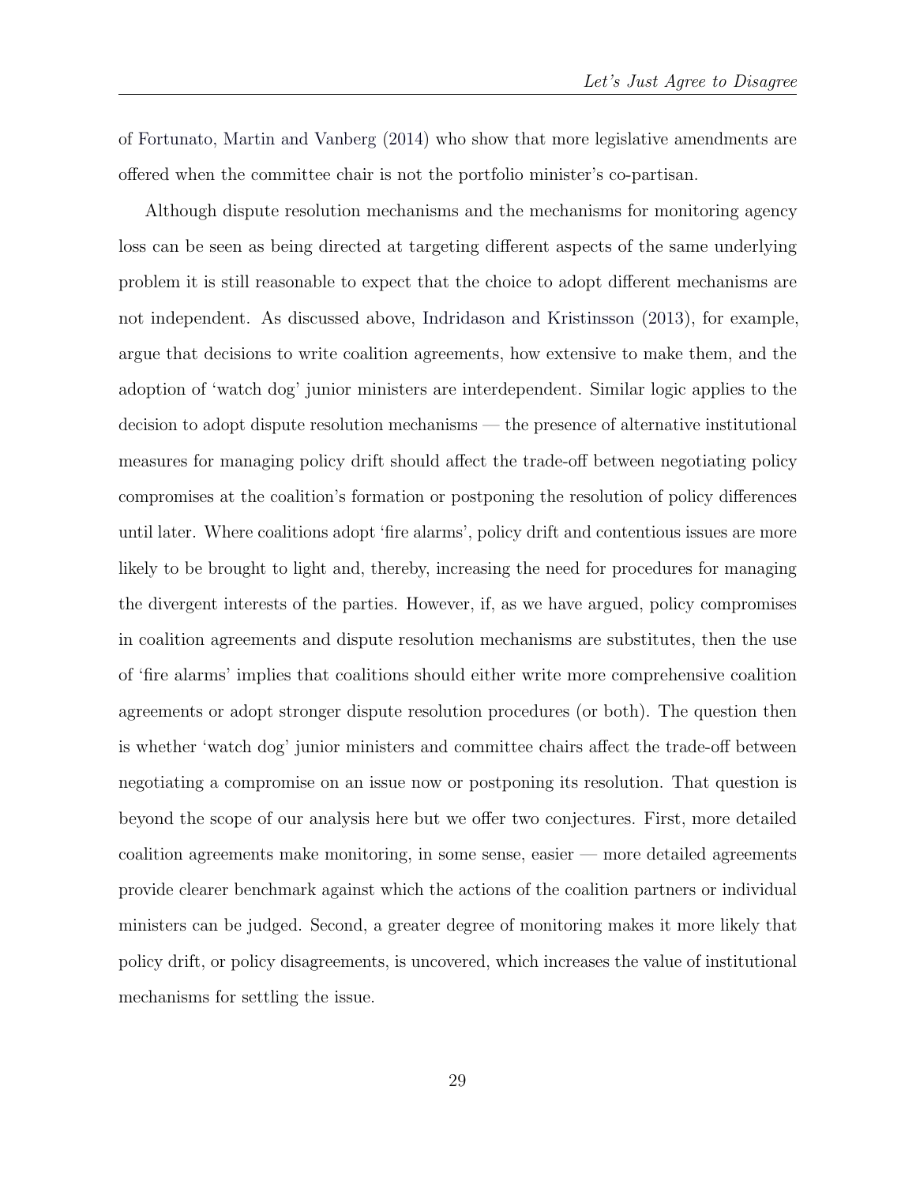of Fortunato, Martin and Vanberg (2014) who show that more legislative amendments are offered when the committee chair is not the portfolio minister's co-partisan.

Although dispute resolution mechanisms and the mechanisms for monitoring agency loss can be seen as being directed at targeting different aspects of the same underlying problem it is still reasonable to expect that the choice to adopt different mechanisms are not independent. As discussed above, Indridason and Kristinsson (2013), for example, argue that decisions to write coalition agreements, how extensive to make them, and the adoption of 'watch dog' junior ministers are interdependent. Similar logic applies to the decision to adopt dispute resolution mechanisms — the presence of alternative institutional measures for managing policy drift should affect the trade-off between negotiating policy compromises at the coalition's formation or postponing the resolution of policy differences until later. Where coalitions adopt 'fire alarms', policy drift and contentious issues are more likely to be brought to light and, thereby, increasing the need for procedures for managing the divergent interests of the parties. However, if, as we have argued, policy compromises in coalition agreements and dispute resolution mechanisms are substitutes, then the use of 'fire alarms' implies that coalitions should either write more comprehensive coalition agreements or adopt stronger dispute resolution procedures (or both). The question then is whether 'watch dog' junior ministers and committee chairs affect the trade-off between negotiating a compromise on an issue now or postponing its resolution. That question is beyond the scope of our analysis here but we offer two conjectures. First, more detailed coalition agreements make monitoring, in some sense, easier — more detailed agreements provide clearer benchmark against which the actions of the coalition partners or individual ministers can be judged. Second, a greater degree of monitoring makes it more likely that policy drift, or policy disagreements, is uncovered, which increases the value of institutional mechanisms for settling the issue.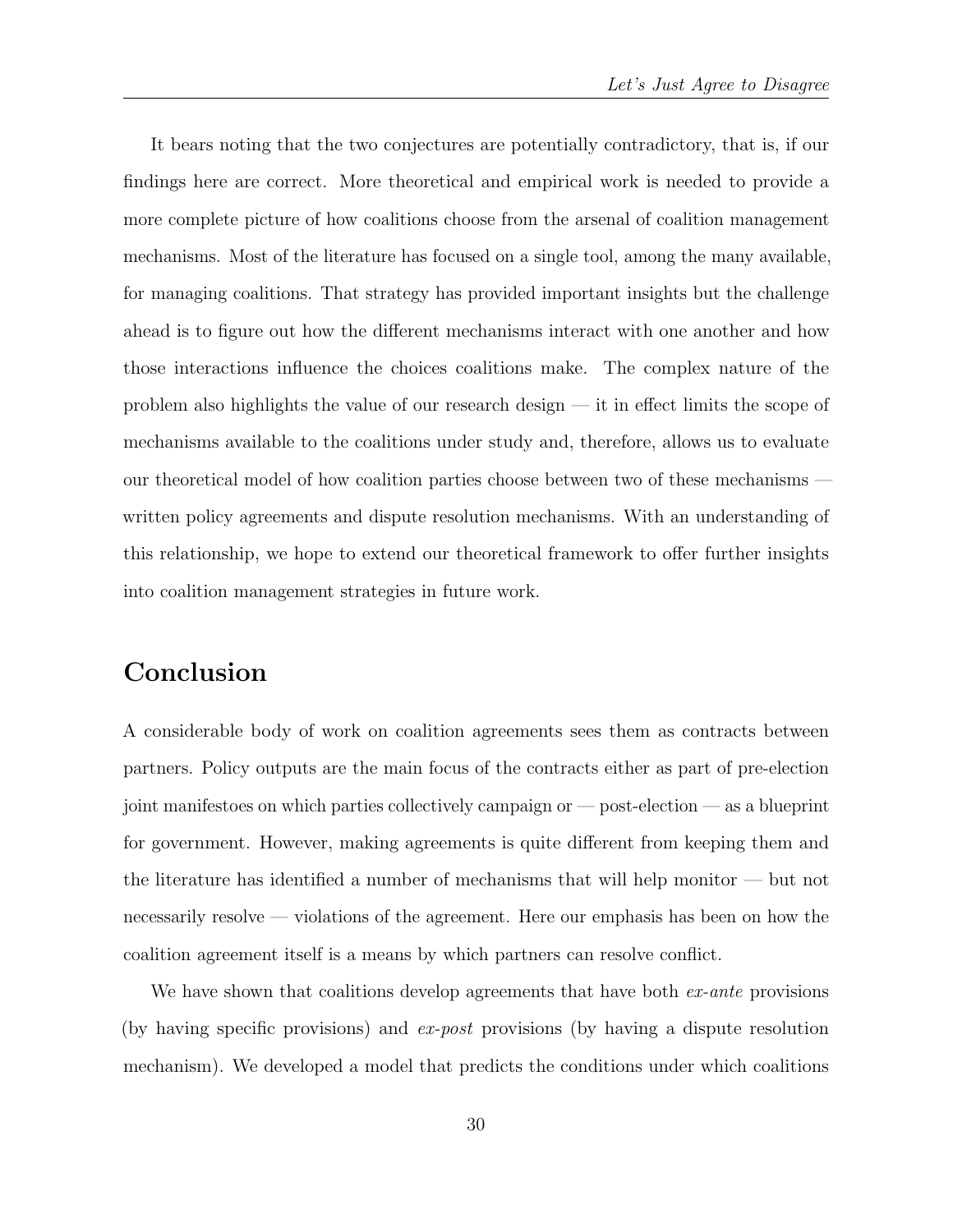It bears noting that the two conjectures are potentially contradictory, that is, if our findings here are correct. More theoretical and empirical work is needed to provide a more complete picture of how coalitions choose from the arsenal of coalition management mechanisms. Most of the literature has focused on a single tool, among the many available, for managing coalitions. That strategy has provided important insights but the challenge ahead is to figure out how the different mechanisms interact with one another and how those interactions influence the choices coalitions make. The complex nature of the problem also highlights the value of our research design — it in effect limits the scope of mechanisms available to the coalitions under study and, therefore, allows us to evaluate our theoretical model of how coalition parties choose between two of these mechanisms — written policy agreements and dispute resolution mechanisms. With an understanding of this relationship, we hope to extend our theoretical framework to offer further insights into coalition management strategies in future work.

## Conclusion

A considerable body of work on coalition agreements sees them as contracts between partners. Policy outputs are the main focus of the contracts either as part of pre-election joint manifestoes on which parties collectively campaign or — post-election — as a blueprint for government. However, making agreements is quite different from keeping them and the literature has identified a number of mechanisms that will help monitor — but not necessarily resolve — violations of the agreement. Here our emphasis has been on how the coalition agreement itself is a means by which partners can resolve conflict.

We have shown that coalitions develop agreements that have both *ex-ante* provisions (by having specific provisions) and *ex-post* provisions (by having a dispute resolution mechanism). We developed a model that predicts the conditions under which coalitions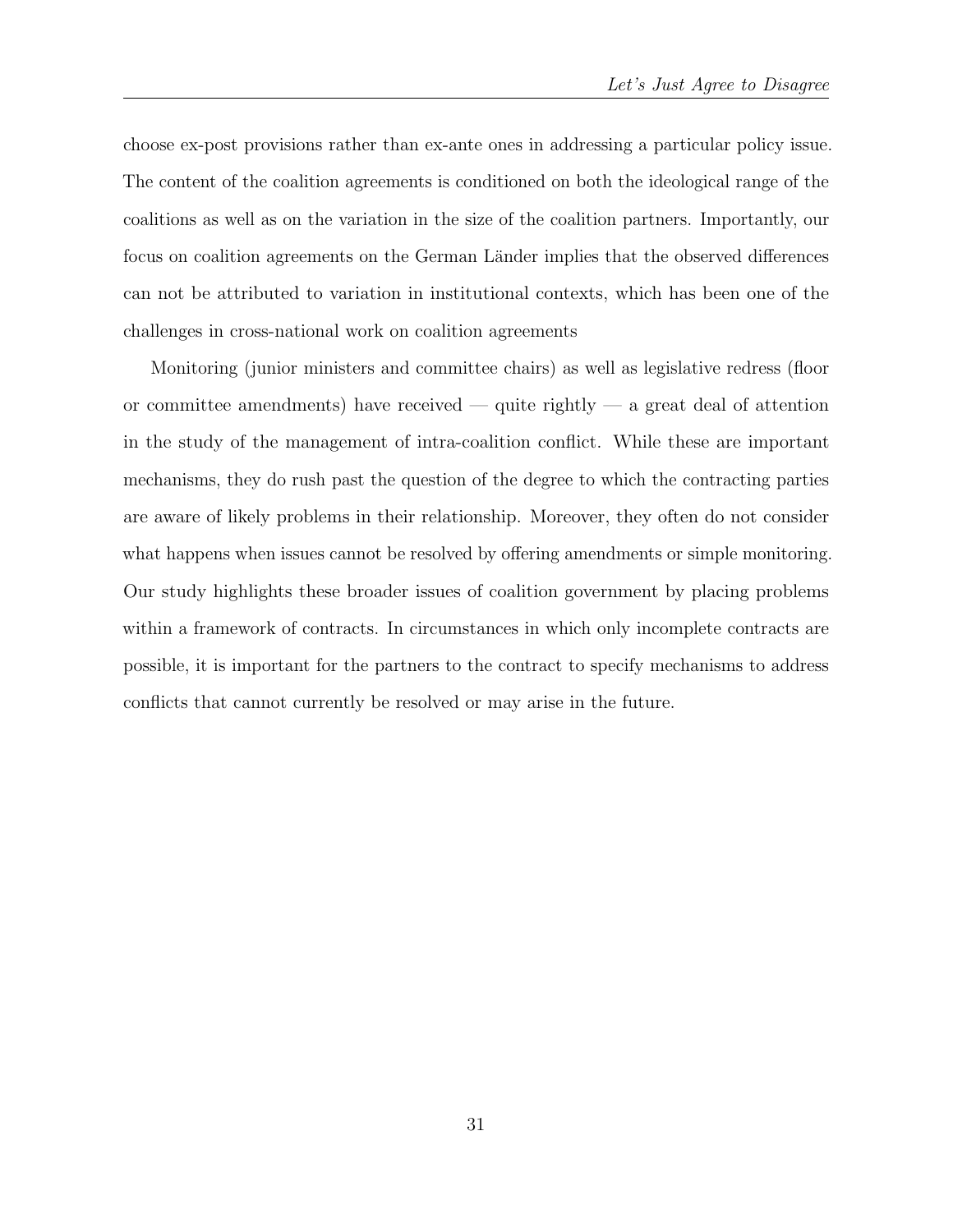choose ex-post provisions rather than ex-ante ones in addressing a particular policy issue. The content of the coalition agreements is conditioned on both the ideological range of the coalitions as well as on the variation in the size of the coalition partners. Importantly, our focus on coalition agreements on the German Länder implies that the observed differences can not be attributed to variation in institutional contexts, which has been one of the challenges in cross-national work on coalition agreements

Monitoring (junior ministers and committee chairs) as well as legislative redress (floor or committee amendments) have received — quite rightly — a great deal of attention in the study of the management of intra-coalition conflict. While these are important mechanisms, they do rush past the question of the degree to which the contracting parties are aware of likely problems in their relationship. Moreover, they often do not consider what happens when issues cannot be resolved by offering amendments or simple monitoring. Our study highlights these broader issues of coalition government by placing problems within a framework of contracts. In circumstances in which only incomplete contracts are possible, it is important for the partners to the contract to specify mechanisms to address conflicts that cannot currently be resolved or may arise in the future.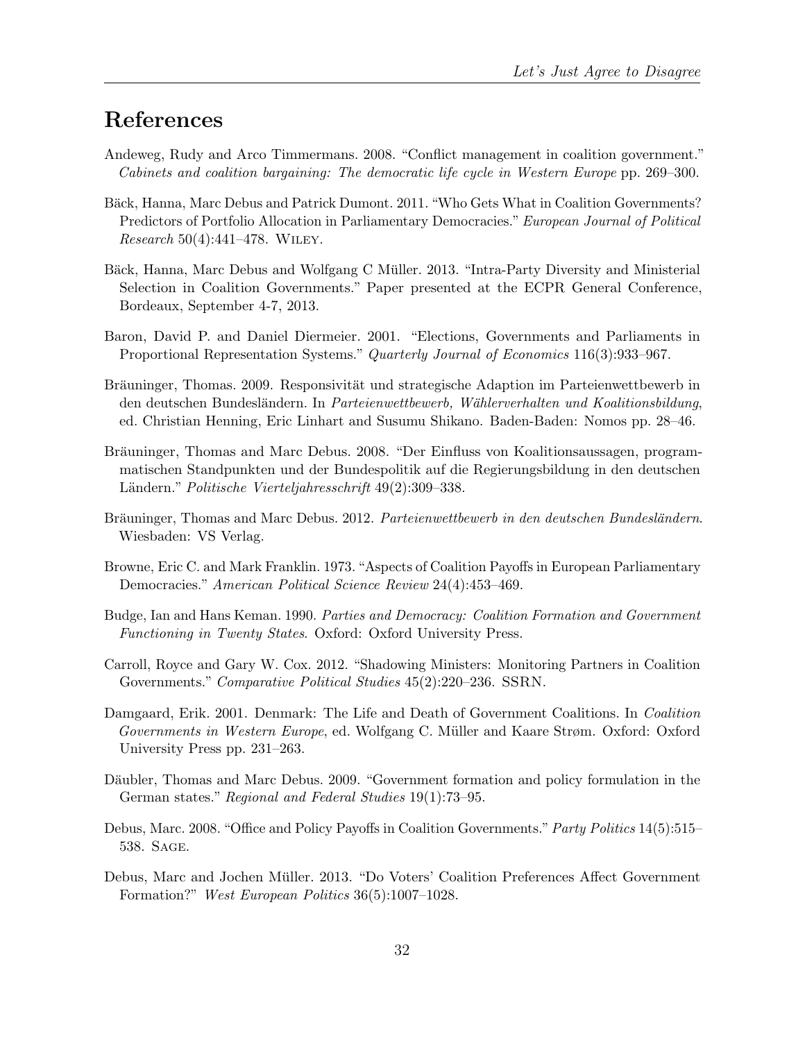# References

Andeweg, Rudy and Arco Timmermans. 2008. "Conflict management in coalition government." *Cabinets and coalition bargaining: The democratic life cycle in Western Europe* pp. 269–300.

Bäck, Hanna, Marc Debus and Patrick Dumont. 2011. "Who Gets What in Coalition Governments? Predictors of Portfolio Allocation in Parliamentary Democracies." *European Journal of Political Research* 50(4):441–478. Wiley.

Bäck, Hanna, Marc Debus and Wolfgang C Müller. 2013. "Intra-Party Diversity and Ministerial Selection in Coalition Governments." Paper presented at the ECPR General Conference, Bordeaux, September 4-7, 2013.

Baron, David P. and Daniel Diermeier. 2001. "Elections, Governments and Parliaments in Proportional Representation Systems." *Quarterly Journal of Economics* 116(3):933–967.

Bräuninger, Thomas. 2009. Responsivität und strategische Adaption im Parteienwettbewerb in den deutschen Bundesländern. In *Parteienwettbewerb, Wählerverhalten und Koalitionsbildung*, ed. Christian Henning, Eric Linhart and Susumu Shikano. Baden-Baden: Nomos pp. 28–46.

Bräuninger, Thomas and Marc Debus. 2008. "Der Einfluss von Koalitionsaussagen, programmatischen Standpunkten und der Bundespolitik auf die Regierungsbildung in den deutschen Ländern." *Politische Vierteljahresschrift* 49(2):309–338.

Bräuninger, Thomas and Marc Debus. 2012. *Parteienwettbewerb in den deutschen Bundesländern*. Wiesbaden: VS Verlag.

Browne, Eric C. and Mark Franklin. 1973. "Aspects of Coalition Payoffs in European Parliamentary Democracies." *American Political Science Review* 24(4):453–469.

Budge, Ian and Hans Keman. 1990. *Parties and Democracy: Coalition Formation and Government Functioning in Twenty States*. Oxford: Oxford University Press.

Carroll, Royce and Gary W. Cox. 2012. "Shadowing Ministers: Monitoring Partners in Coalition Governments." *Comparative Political Studies* 45(2):220–236. SSRN.

Damgaard, Erik. 2001. Denmark: The Life and Death of Government Coalitions. In *Coalition Governments in Western Europe*, ed. Wolfgang C. Müller and Kaare Strøm. Oxford: Oxford University Press pp. 231–263.

Däubler, Thomas and Marc Debus. 2009. "Government formation and policy formulation in the German states." *Regional and Federal Studies* 19(1):73–95.

Debus, Marc. 2008. "Office and Policy Payoffs in Coalition Governments." *Party Politics* 14(5):515–538. Sage.

Debus, Marc and Jochen Müller. 2013. "Do Voters' Coalition Preferences Affect Government Formation?" *West European Politics* 36(5):1007–1028.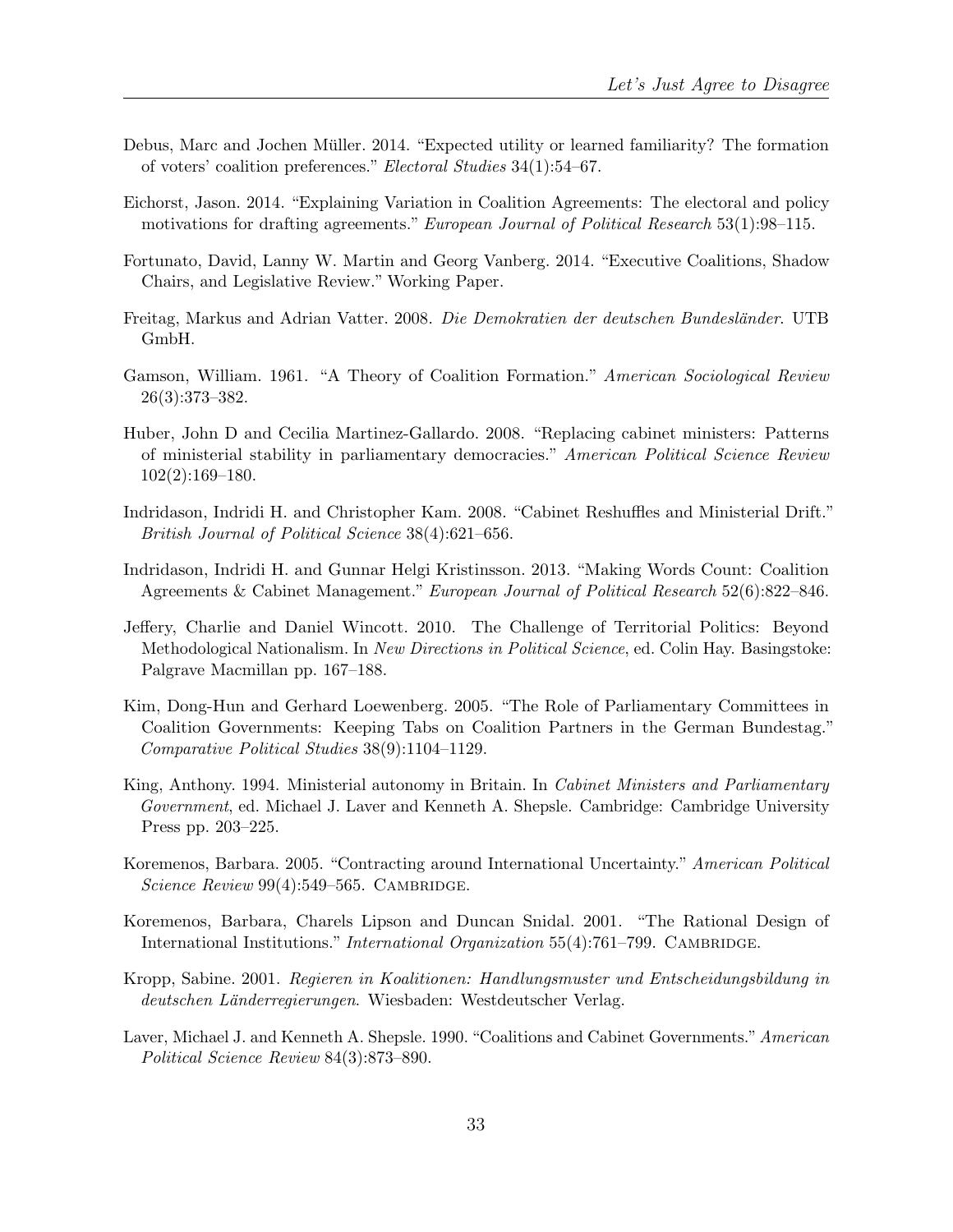Debus, Marc and Jochen Müller. 2014. "Expected utility or learned familiarity? The formation of voters' coalition preferences." *Electoral Studies* 34(1):54–67.

Eichorst, Jason. 2014. "Explaining Variation in Coalition Agreements: The electoral and policy motivations for drafting agreements." *European Journal of Political Research* 53(1):98–115.

Fortunato, David, Lanny W. Martin and Georg Vanberg. 2014. "Executive Coalitions, Shadow Chairs, and Legislative Review." Working Paper.

Freitag, Markus and Adrian Vatter. 2008. *Die Demokratien der deutschen Bundesländer*. UTB GmbH.

Gamson, William. 1961. "A Theory of Coalition Formation." *American Sociological Review* 26(3):373–382.

Huber, John D and Cecilia Martinez-Gallardo. 2008. "Replacing cabinet ministers: Patterns of ministerial stability in parliamentary democracies." *American Political Science Review* 102(2):169–180.

Indridason, Indridi H. and Christopher Kam. 2008. "Cabinet Reshuffles and Ministerial Drift." *British Journal of Political Science* 38(4):621–656.

Indridason, Indridi H. and Gunnar Helgi Kristinsson. 2013. "Making Words Count: Coalition Agreements & Cabinet Management." *European Journal of Political Research* 52(6):822–846.

Jeffery, Charlie and Daniel Wincott. 2010. The Challenge of Territorial Politics: Beyond Methodological Nationalism. In *New Directions in Political Science*, ed. Colin Hay. Basingstoke: Palgrave Macmillan pp. 167–188.

Kim, Dong-Hun and Gerhard Loewenberg. 2005. "The Role of Parliamentary Committees in Coalition Governments: Keeping Tabs on Coalition Partners in the German Bundestag." *Comparative Political Studies* 38(9):1104–1129.

King, Anthony. 1994. Ministerial autonomy in Britain. In *Cabinet Ministers and Parliamentary Government*, ed. Michael J. Laver and Kenneth A. Shepsle. Cambridge: Cambridge University Press pp. 203–225.

Koremenos, Barbara. 2005. "Contracting around International Uncertainty." *American Political Science Review* 99(4):549–565. Cambridge.

Koremenos, Barbara, Charels Lipson and Duncan Snidal. 2001. "The Rational Design of International Institutions." *International Organization* 55(4):761–799. Cambridge.

Kropp, Sabine. 2001. *Regieren in Koalitionen: Handlungsmuster und Entscheidungsbildung in deutschen Länderregierungen*. Wiesbaden: Westdeutscher Verlag.

Laver, Michael J. and Kenneth A. Shepsle. 1990. "Coalitions and Cabinet Governments." *American Political Science Review* 84(3):873–890.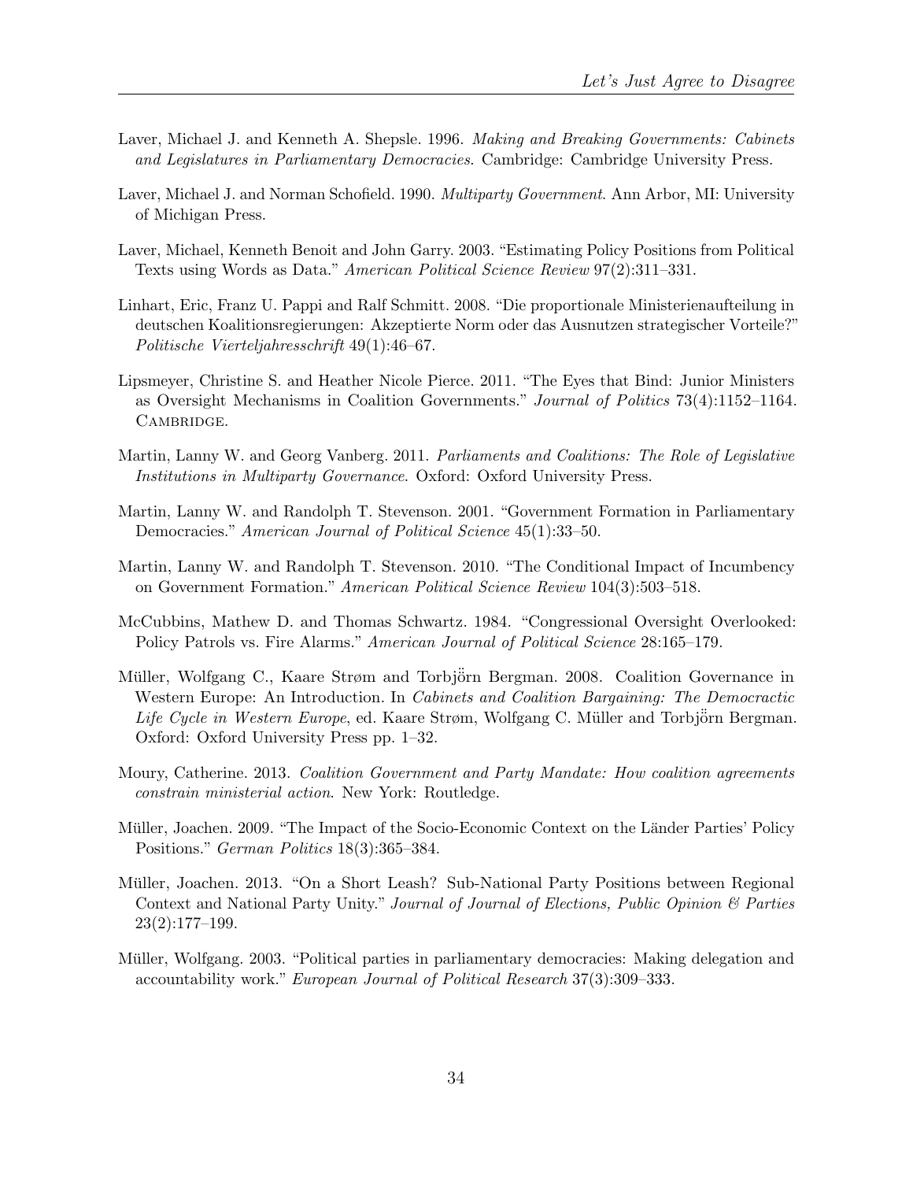Laver, Michael J. and Kenneth A. Shepsle. 1996. *Making and Breaking Governments: Cabinets and Legislatures in Parliamentary Democracies*. Cambridge: Cambridge University Press.

Laver, Michael J. and Norman Schofield. 1990. *Multiparty Government*. Ann Arbor, MI: University of Michigan Press.

Laver, Michael, Kenneth Benoit and John Garry. 2003. "Estimating Policy Positions from Political Texts using Words as Data." *American Political Science Review* 97(2):311–331.

Linhart, Eric, Franz U. Pappi and Ralf Schmitt. 2008. "Die proportionale Ministerienaufteilung in deutschen Koalitionsregierungen: Akzeptierte Norm oder das Ausnutzen strategischer Vorteile?" *Politische Vierteljahresschrift* 49(1):46–67.

Lipsmeyer, Christine S. and Heather Nicole Pierce. 2011. "The Eyes that Bind: Junior Ministers as Oversight Mechanisms in Coalition Governments." *Journal of Politics* 73(4):1152–1164. Cambridge.

Martin, Lanny W. and Georg Vanberg. 2011. *Parliaments and Coalitions: The Role of Legislative Institutions in Multiparty Governance*. Oxford: Oxford University Press.

Martin, Lanny W. and Randolph T. Stevenson. 2001. "Government Formation in Parliamentary Democracies." *American Journal of Political Science* 45(1):33–50.

Martin, Lanny W. and Randolph T. Stevenson. 2010. "The Conditional Impact of Incumbency on Government Formation." *American Political Science Review* 104(3):503–518.

McCubbins, Mathew D. and Thomas Schwartz. 1984. "Congressional Oversight Overlooked: Policy Patrols vs. Fire Alarms." *American Journal of Political Science* 28:165–179.

Müller, Wolfgang C., Kaare Strøm and Torbjörn Bergman. 2008. Coalition Governance in Western Europe: An Introduction. In *Cabinets and Coalition Bargaining: The Democractic Life Cycle in Western Europe*, ed. Kaare Strøm, Wolfgang C. Müller and Torbjörn Bergman. Oxford: Oxford University Press pp. 1–32.

Moury, Catherine. 2013. *Coalition Government and Party Mandate: How coalition agreements constrain ministerial action*. New York: Routledge.

Müller, Joachen. 2009. "The Impact of the Socio-Economic Context on the Länder Parties' Policy Positions." *German Politics* 18(3):365–384.

Müller, Joachen. 2013. "On a Short Leash? Sub-National Party Positions between Regional Context and National Party Unity." *Journal of Journal of Elections, Public Opinion & Parties* 23(2):177–199.

Müller, Wolfgang. 2003. "Political parties in parliamentary democracies: Making delegation and accountability work." *European Journal of Political Research* 37(3):309–333.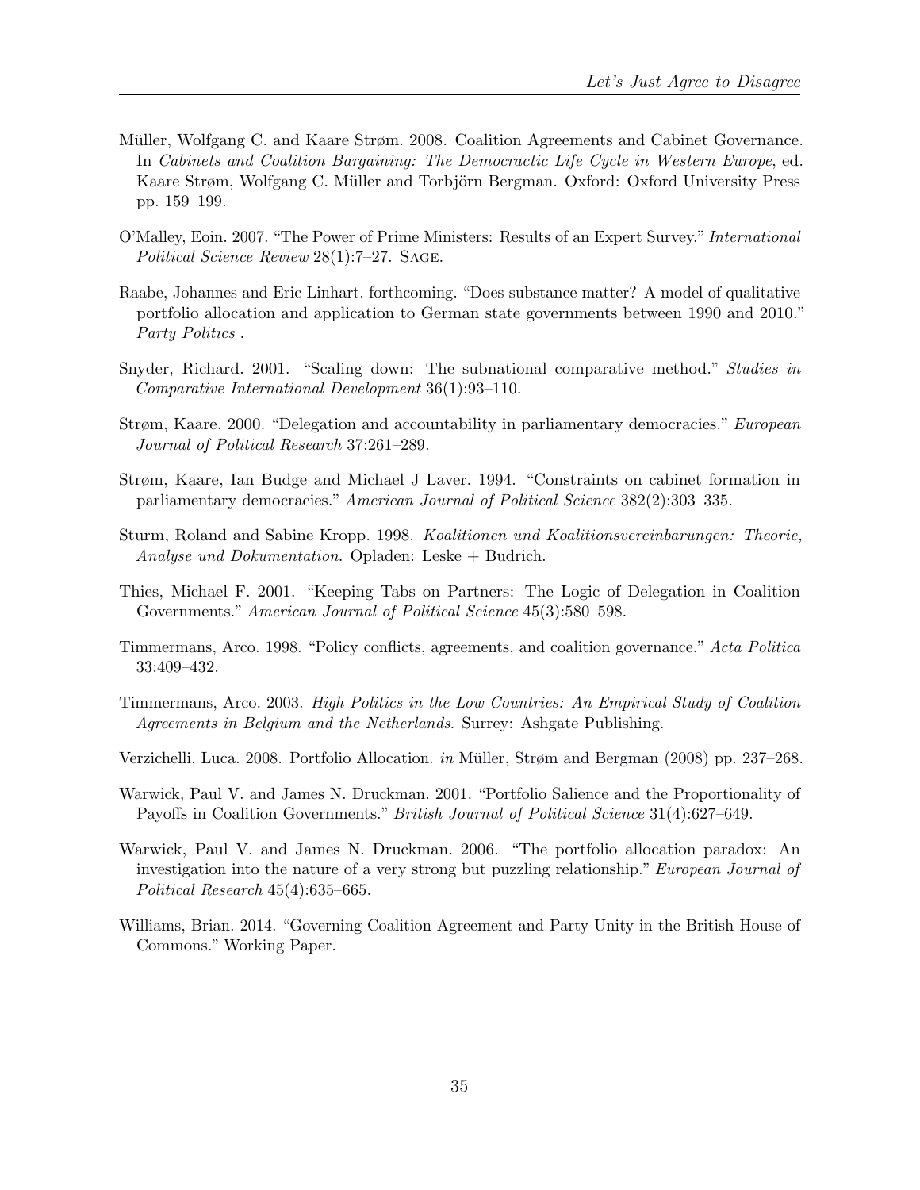Müller, Wolfgang C. and Kaare Strøm. 2008. Coalition Agreements and Cabinet Governance. In *Cabinets and Coalition Bargaining: The Democractic Life Cycle in Western Europe*, ed. Kaare Strøm, Wolfgang C. Müller and Torbjörn Bergman. Oxford: Oxford University Press pp. 159–199.

O'Malley, Eoin. 2007. "The Power of Prime Ministers: Results of an Expert Survey." *International Political Science Review* 28(1):7–27. Sage.

Raabe, Johannes and Eric Linhart. forthcoming. "Does substance matter? A model of qualitative portfolio allocation and application to German state governments between 1990 and 2010." *Party Politics* .

Snyder, Richard. 2001. "Scaling down: The subnational comparative method." *Studies in Comparative International Development* 36(1):93–110.

Strøm, Kaare. 2000. "Delegation and accountability in parliamentary democracies." *European Journal of Political Research* 37:261–289.

Strøm, Kaare, Ian Budge and Michael J Laver. 1994. "Constraints on cabinet formation in parliamentary democracies." *American Journal of Political Science* 382(2):303–335.

Sturm, Roland and Sabine Kropp. 1998. *Koalitionen und Koalitionsvereinbarungen: Theorie, Analyse und Dokumentation*. Opladen: Leske + Budrich.

Thies, Michael F. 2001. "Keeping Tabs on Partners: The Logic of Delegation in Coalition Governments." *American Journal of Political Science* 45(3):580–598.

Timmermans, Arco. 1998. "Policy conflicts, agreements, and coalition governance." *Acta Politica* 33:409–432.

Timmermans, Arco. 2003. *High Politics in the Low Countries: An Empirical Study of Coalition Agreements in Belgium and the Netherlands*. Surrey: Ashgate Publishing.

Verzichelli, Luca. 2008. Portfolio Allocation. *in* Müller, Strøm and Bergman (2008) pp. 237–268.

Warwick, Paul V. and James N. Druckman. 2001. "Portfolio Salience and the Proportionality of Payoffs in Coalition Governments." *British Journal of Political Science* 31(4):627–649.

Warwick, Paul V. and James N. Druckman. 2006. "The portfolio allocation paradox: An investigation into the nature of a very strong but puzzling relationship." *European Journal of Political Research* 45(4):635–665.

Williams, Brian. 2014. "Governing Coalition Agreement and Party Unity in the British House of Commons." Working Paper.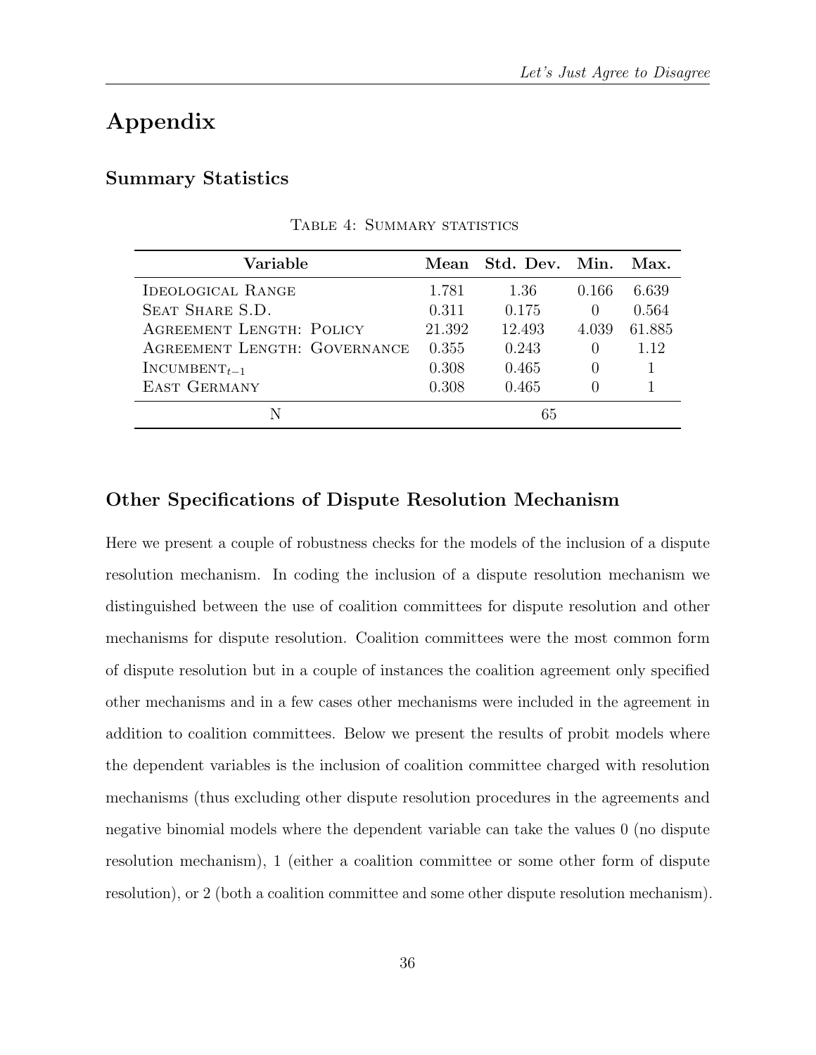# Appendix

## Summary Statistics

Table 4: Summary statistics

| Variable | Mean | Std. Dev. | Min. | Max. |
|---|---|---|---|---|
| Ideological Range | 1.781 | 1.36 | 0.166 | 6.639 |
| Seat Share S.D. | 0.311 | 0.175 | 0 | 0.564 |
| Agreement Length: Policy | 21.392 | 12.493 | 4.039 | 61.885 |
| Agreement Length: Governance | 0.355 | 0.243 | 0 | 1.12 |
| $\text{Incumbent}_{t-1}$ | 0.308 | 0.465 | 0 | 1 |
| East Germany | 0.308 | 0.465 | 0 | 1 |
| N | | 65 | | |

## Other Specifications of Dispute Resolution Mechanism

Here we present a couple of robustness checks for the models of the inclusion of a dispute resolution mechanism. In coding the inclusion of a dispute resolution mechanism we distinguished between the use of coalition committees for dispute resolution and other mechanisms for dispute resolution. Coalition committees were the most common form of dispute resolution but in a couple of instances the coalition agreement only specified other mechanisms and in a few cases other mechanisms were included in the agreement in addition to coalition committees. Below we present the results of probit models where the dependent variables is the inclusion of coalition committee charged with resolution mechanisms (thus excluding other dispute resolution procedures in the agreements and negative binomial models where the dependent variable can take the values 0 (no dispute resolution mechanism), 1 (either a coalition committee or some other form of dispute resolution), or 2 (both a coalition committee and some other dispute resolution mechanism).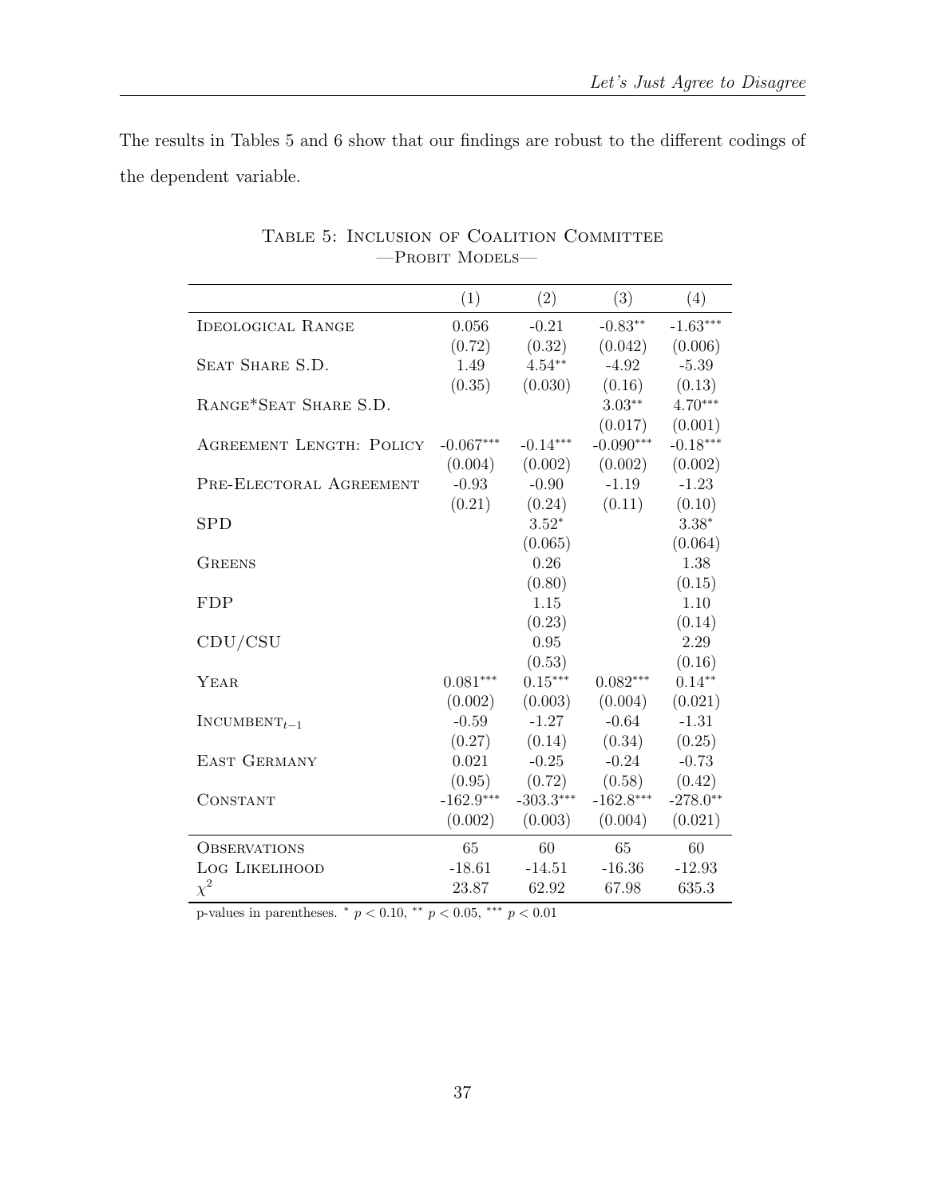The results in Tables 5 and 6 show that our findings are robust to the different codings of the dependent variable.

Table 5: Inclusion of Coalition Committee
—Probit Models—

| | (1) | (2) | (3) | (4) |
|---|---|---|---|---|
| Ideological Range | 0.056 | -0.21 | -0.83** | -1.63*** |
| | (0.72) | (0.32) | (0.042) | (0.006) |
| Seat Share S.D. | 1.49 | 4.54** | -4.92 | -5.39 |
| | (0.35) | (0.030) | (0.16) | (0.13) |
| Range*Seat Share S.D. | | | 3.03** | 4.70*** |
| | | | (0.017) | (0.001) |
| Agreement Length: Policy | -0.067*** | -0.14*** | -0.090*** | -0.18*** |
| | (0.004) | (0.002) | (0.002) | (0.002) |
| Pre-Electoral Agreement | -0.93 | -0.90 | -1.19 | -1.23 |
| | (0.21) | (0.24) | (0.11) | (0.10) |
| SPD | | 3.52* | | 3.38* |
| | | (0.065) | | (0.064) |
| Greens | | 0.26 | | 1.38 |
| | | (0.80) | | (0.15) |
| FDP | | 1.15 | | 1.10 |
| | | (0.23) | | (0.14) |
| CDU/CSU | | 0.95 | | 2.29 |
| | | (0.53) | | (0.16) |
| Year | 0.081*** | 0.15*** | 0.082*** | 0.14** |
| | (0.002) | (0.003) | (0.004) | (0.021) |
| $\text{Incumbent}_{t-1}$ | -0.59 | -1.27 | -0.64 | -1.31 |
| | (0.27) | (0.14) | (0.34) | (0.25) |
| East Germany | 0.021 | -0.25 | -0.24 | -0.73 |
| | (0.95) | (0.72) | (0.58) | (0.42) |
| Constant | -162.9*** | -303.3*** | -162.8*** | -278.0** |
| | (0.002) | (0.003) | (0.004) | (0.021) |
| Observations | 65 | 60 | 65 | 60 |
| Log Likelihood | -18.61 | -14.51 | -16.36 | -12.93 |
| $\chi^2$ | 23.87 | 62.92 | 67.98 | 635.3 |

p-values in parentheses. * $p < 0.10$, ** $p < 0.05$, *** $p < 0.01$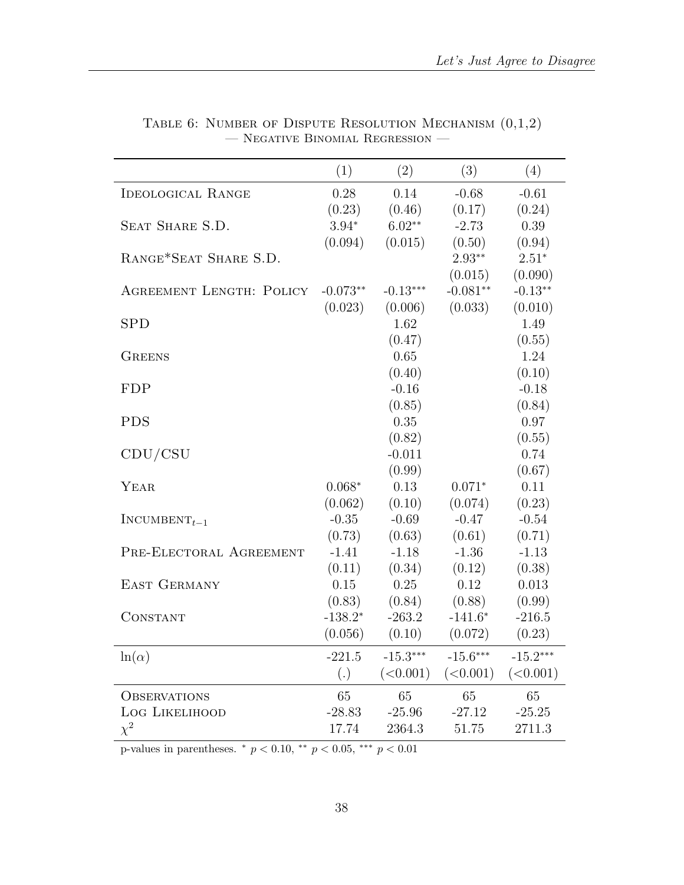Table 6: Number of Dispute Resolution Mechanism (0,1,2)
— Negative Binomial Regression —

| | (1) | (2) | (3) | (4) |
|---|---|---|---|---|
| Ideological Range | 0.28 | 0.14 | -0.68 | -0.61 |
| | (0.23) | (0.46) | (0.17) | (0.24) |
| Seat Share S.D. | 3.94* | 6.02** | -2.73 | 0.39 |
| | (0.094) | (0.015) | (0.50) | (0.94) |
| Range*Seat Share S.D. | | | 2.93** | 2.51* |
| | | | (0.015) | (0.090) |
| Agreement Length: Policy | -0.073** | -0.13*** | -0.081** | -0.13** |
| | (0.023) | (0.006) | (0.033) | (0.010) |
| SPD | | 1.62 | | 1.49 |
| | | (0.47) | | (0.55) |
| Greens | | 0.65 | | 1.24 |
| | | (0.40) | | (0.10) |
| FDP | | -0.16 | | -0.18 |
| | | (0.85) | | (0.84) |
| PDS | | 0.35 | | 0.97 |
| | | (0.82) | | (0.55) |
| CDU/CSU | | -0.011 | | 0.74 |
| | | (0.99) | | (0.67) |
| Year | 0.068* | 0.13 | 0.071* | 0.11 |
| | (0.062) | (0.10) | (0.074) | (0.23) |
| $\text{Incumbent}_{t-1}$ | -0.35 | -0.69 | -0.47 | -0.54 |
| | (0.73) | (0.63) | (0.61) | (0.71) |
| Pre-Electoral Agreement | -1.41 | -1.18 | -1.36 | -1.13 |
| | (0.11) | (0.34) | (0.12) | (0.38) |
| East Germany | 0.15 | 0.25 | 0.12 | 0.013 |
| | (0.83) | (0.84) | (0.88) | (0.99) |
| Constant | -138.2* | -263.2 | -141.6* | -216.5 |
| | (0.056) | (0.10) | (0.072) | (0.23) |
| $\ln(\alpha)$ | -221.5 | -15.3*** | -15.6*** | -15.2*** |
| | (.) | (<0.001) | (<0.001) | (<0.001) |
| Observations | 65 | 65 | 65 | 65 |
| Log Likelihood | -28.83 | -25.96 | -27.12 | -25.25 |
| $\chi^2$ | 17.74 | 2364.3 | 51.75 | 2711.3 |

p-values in parentheses. * $p < 0.10$, ** $p < 0.05$, *** $p < 0.01$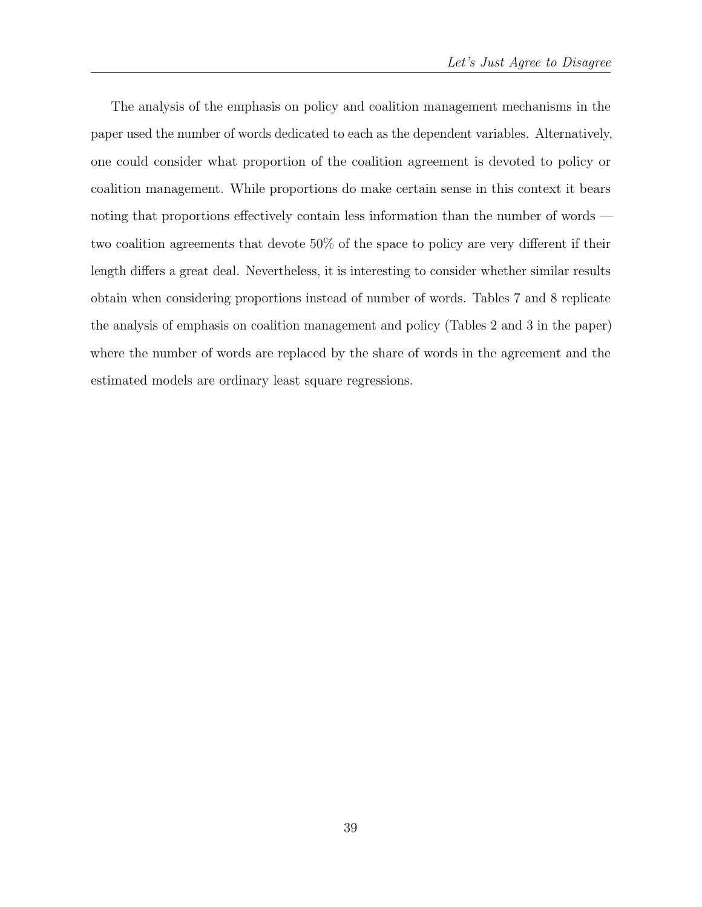The analysis of the emphasis on policy and coalition management mechanisms in the paper used the number of words dedicated to each as the dependent variables. Alternatively, one could consider what proportion of the coalition agreement is devoted to policy or coalition management. While proportions do make certain sense in this context it bears noting that proportions effectively contain less information than the number of words — two coalition agreements that devote 50% of the space to policy are very different if their length differs a great deal. Nevertheless, it is interesting to consider whether similar results obtain when considering proportions instead of number of words. Tables 7 and 8 replicate the analysis of emphasis on coalition management and policy (Tables 2 and 3 in the paper) where the number of words are replaced by the share of words in the agreement and the estimated models are ordinary least square regressions.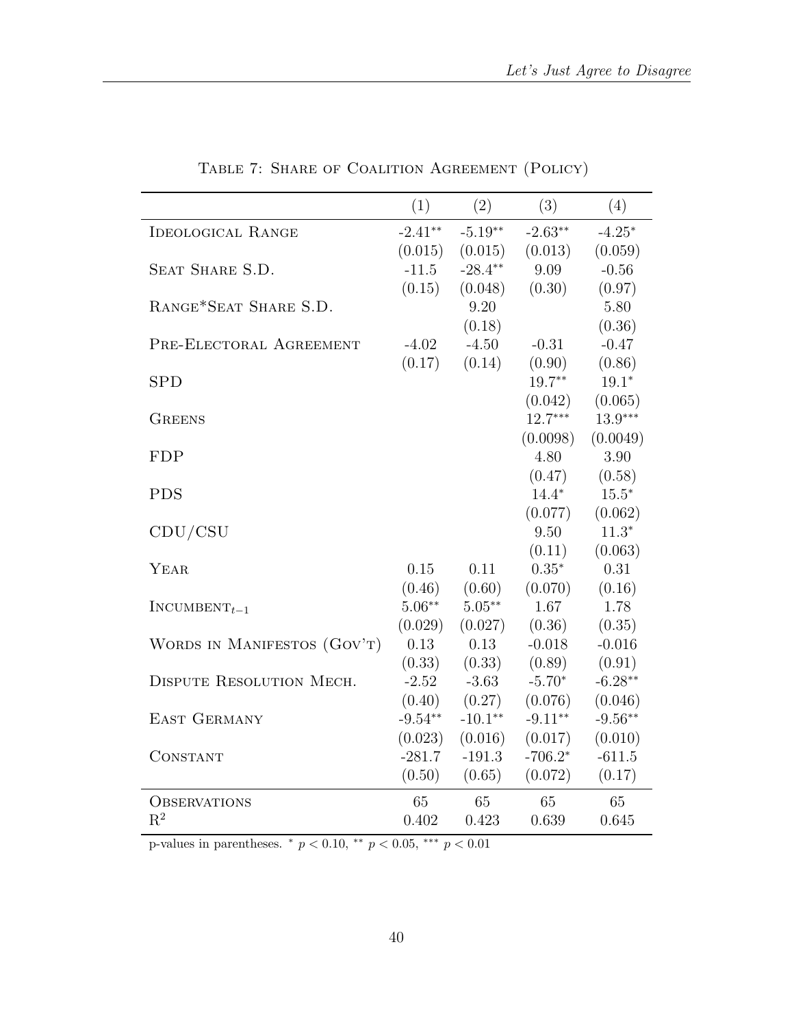Table 7: Share of Coalition Agreement (Policy)

| | (1) | (2) | (3) | (4) |
|---|---|---|---|---|
| Ideological Range | -2.41** | -5.19** | -2.63** | -4.25* |
| | (0.015) | (0.015) | (0.013) | (0.059) |
| Seat Share S.D. | -11.5 | -28.4** | 9.09 | -0.56 |
| | (0.15) | (0.048) | (0.30) | (0.97) |
| Range*Seat Share S.D. | | 9.20 | | 5.80 |
| | | (0.18) | | (0.36) |
| Pre-Electoral Agreement | -4.02 | -4.50 | -0.31 | -0.47 |
| | (0.17) | (0.14) | (0.90) | (0.86) |
| SPD | | | 19.7** | 19.1* |
| | | | (0.042) | (0.065) |
| Greens | | | 12.7*** | 13.9*** |
| | | | (0.0098) | (0.0049) |
| FDP | | | 4.80 | 3.90 |
| | | | (0.47) | (0.58) |
| PDS | | | 14.4* | 15.5* |
| | | | (0.077) | (0.062) |
| CDU/CSU | | | 9.50 | 11.3* |
| | | | (0.11) | (0.063) |
| Year | 0.15 | 0.11 | 0.35* | 0.31 |
| | (0.46) | (0.60) | (0.070) | (0.16) |
| $\text{Incumbent}_{t-1}$ | 5.06** | 5.05** | 1.67 | 1.78 |
| | (0.029) | (0.027) | (0.36) | (0.35) |
| Words in Manifestos (Gov't) | 0.13 | 0.13 | -0.018 | -0.016 |
| | (0.33) | (0.33) | (0.89) | (0.91) |
| Dispute Resolution Mech. | -2.52 | -3.63 | -5.70* | -6.28** |
| | (0.40) | (0.27) | (0.076) | (0.046) |
| East Germany | -9.54** | -10.1** | -9.11** | -9.56** |
| | (0.023) | (0.016) | (0.017) | (0.010) |
| Constant | -281.7 | -191.3 | -706.2* | -611.5 |
| | (0.50) | (0.65) | (0.072) | (0.17) |
| Observations | 65 | 65 | 65 | 65 |
| $R^2$ | 0.402 | 0.423 | 0.639 | 0.645 |

p-values in parentheses. * $p < 0.10$, ** $p < 0.05$, *** $p < 0.01$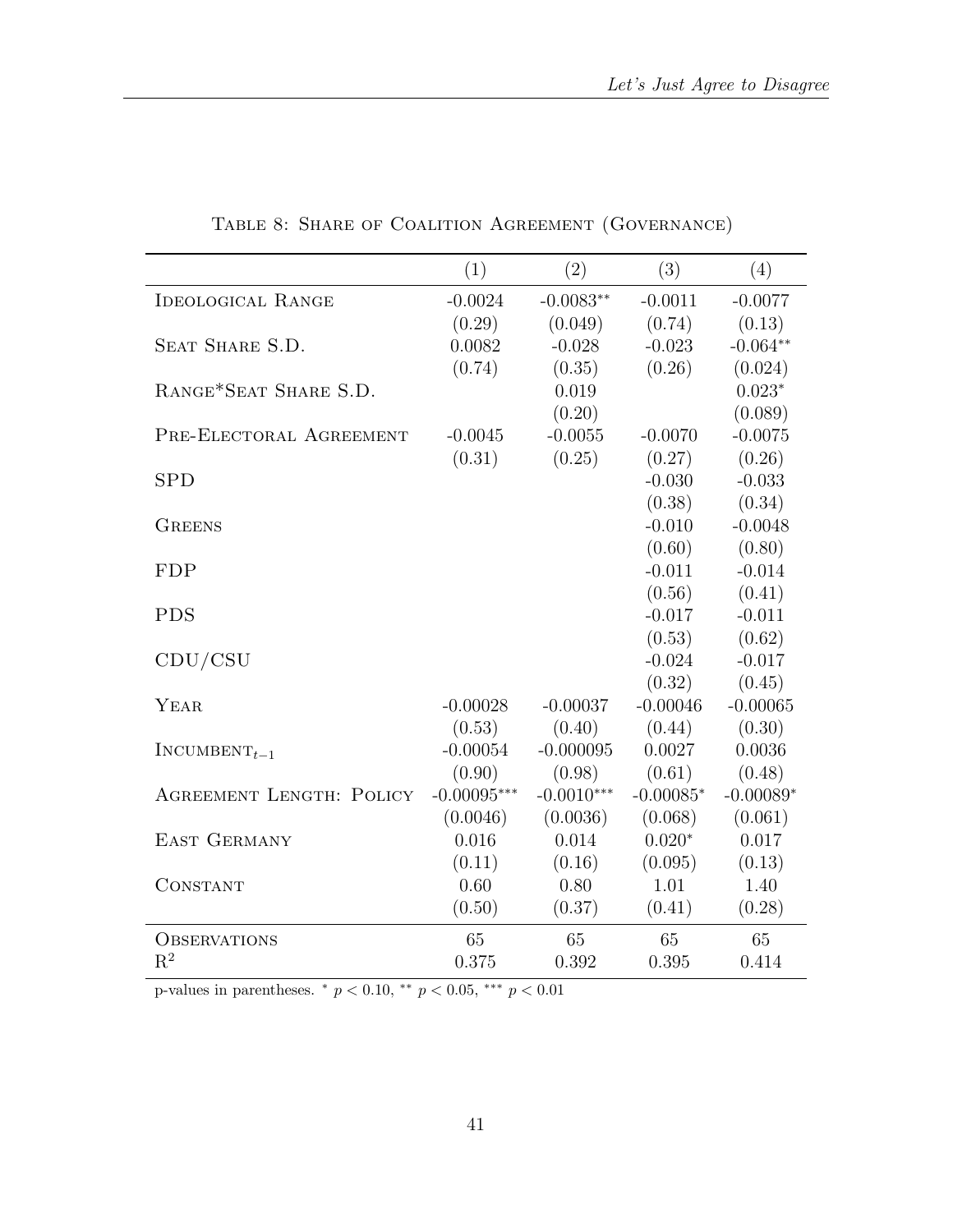Table 8: Share of Coalition Agreement (Governance)

| | (1) | (2) | (3) | (4) |
|---|---|---|---|---|
| Ideological Range | -0.0024 | -0.0083** | -0.0011 | -0.0077 |
| | (0.29) | (0.049) | (0.74) | (0.13) |
| Seat Share S.D. | 0.0082 | -0.028 | -0.023 | -0.064** |
| | (0.74) | (0.35) | (0.26) | (0.024) |
| Range*Seat Share S.D. | | 0.019 | | 0.023* |
| | | (0.20) | | (0.089) |
| Pre-Electoral Agreement | -0.0045 | -0.0055 | -0.0070 | -0.0075 |
| | (0.31) | (0.25) | (0.27) | (0.26) |
| SPD | | | -0.030 | -0.033 |
| | | | (0.38) | (0.34) |
| Greens | | | -0.010 | -0.0048 |
| | | | (0.60) | (0.80) |
| FDP | | | -0.011 | -0.014 |
| | | | (0.56) | (0.41) |
| PDS | | | -0.017 | -0.011 |
| | | | (0.53) | (0.62) |
| CDU/CSU | | | -0.024 | -0.017 |
| | | | (0.32) | (0.45) |
| Year | -0.00028 | -0.00037 | -0.00046 | -0.00065 |
| | (0.53) | (0.40) | (0.44) | (0.30) |
| $\text{Incumbent}_{t-1}$ | -0.00054 | -0.000095 | 0.0027 | 0.0036 |
| | (0.90) | (0.98) | (0.61) | (0.48) |
| Agreement Length: Policy | -0.00095*** | -0.0010*** | -0.00085* | -0.00089* |
| | (0.0046) | (0.0036) | (0.068) | (0.061) |
| East Germany | 0.016 | 0.014 | 0.020* | 0.017 |
| | (0.11) | (0.16) | (0.095) | (0.13) |
| Constant | 0.60 | 0.80 | 1.01 | 1.40 |
| | (0.50) | (0.37) | (0.41) | (0.28) |
| Observations | 65 | 65 | 65 | 65 |
| $R^2$ | 0.375 | 0.392 | 0.395 | 0.414 |

p-values in parentheses. * $p < 0.10$, ** $p < 0.05$, *** $p < 0.01$